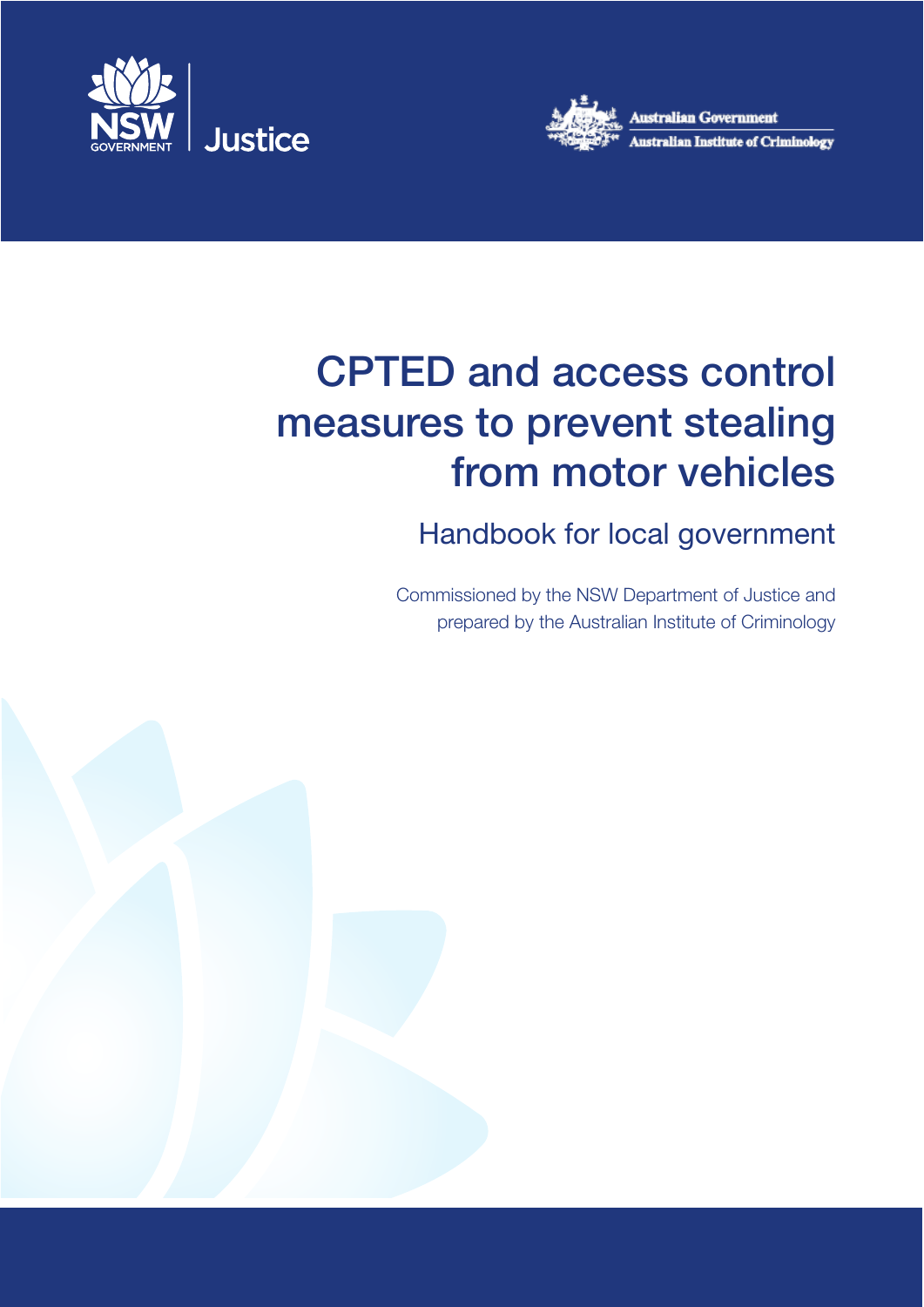NSW GOVERNMENT | Justice

Australian Government
Australian Institute of Criminology

# CPTED and access control measures to prevent stealing from motor vehicles

## Handbook for local government

Commissioned by the NSW Department of Justice and prepared by the Australian Institute of Criminology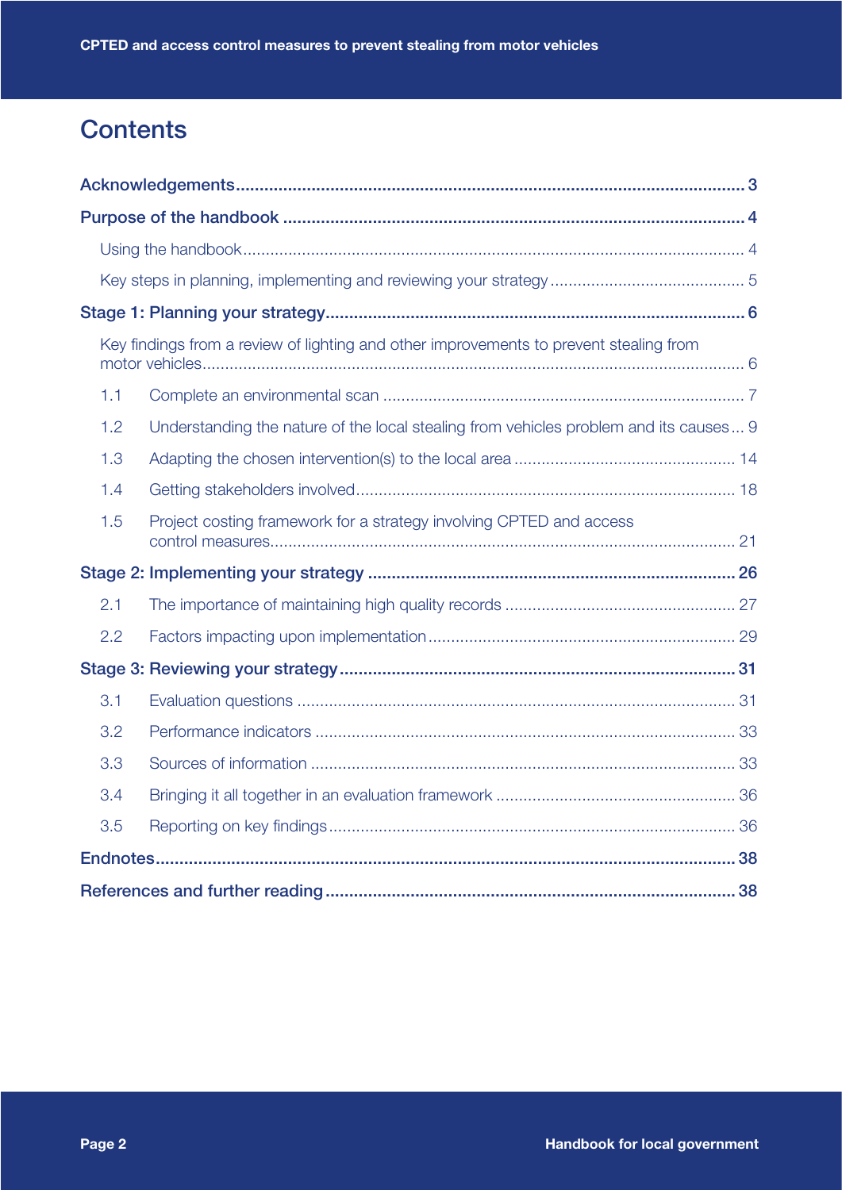# Contents

**Acknowledgements** .......... 3

**Purpose of the handbook** .......... 4

- Using the handbook .......... 4
- Key steps in planning, implementing and reviewing your strategy .......... 5

**Stage 1: Planning your strategy** .......... 6

- Key findings from a review of lighting and other improvements to prevent stealing from motor vehicles .......... 6
- 1.1 Complete an environmental scan .......... 7
- 1.2 Understanding the nature of the local stealing from vehicles problem and its causes .......... 9
- 1.3 Adapting the chosen intervention(s) to the local area .......... 14
- 1.4 Getting stakeholders involved .......... 18
- 1.5 Project costing framework for a strategy involving CPTED and access control measures .......... 21

**Stage 2: Implementing your strategy** .......... 26

- 2.1 The importance of maintaining high quality records .......... 27
- 2.2 Factors impacting upon implementation .......... 29

**Stage 3: Reviewing your strategy** .......... 31

- 3.1 Evaluation questions .......... 31
- 3.2 Performance indicators .......... 33
- 3.3 Sources of information .......... 33
- 3.4 Bringing it all together in an evaluation framework .......... 36
- 3.5 Reporting on key findings .......... 36

**Endnotes** .......... 38

**References and further reading** .......... 38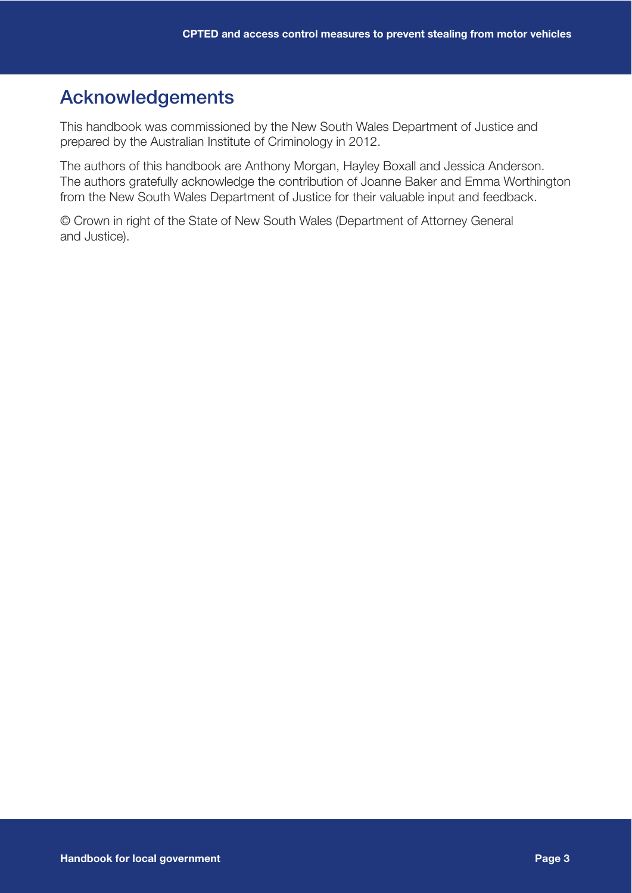## Acknowledgements

This handbook was commissioned by the New South Wales Department of Justice and prepared by the Australian Institute of Criminology in 2012.

The authors of this handbook are Anthony Morgan, Hayley Boxall and Jessica Anderson. The authors gratefully acknowledge the contribution of Joanne Baker and Emma Worthington from the New South Wales Department of Justice for their valuable input and feedback.

© Crown in right of the State of New South Wales (Department of Attorney General and Justice).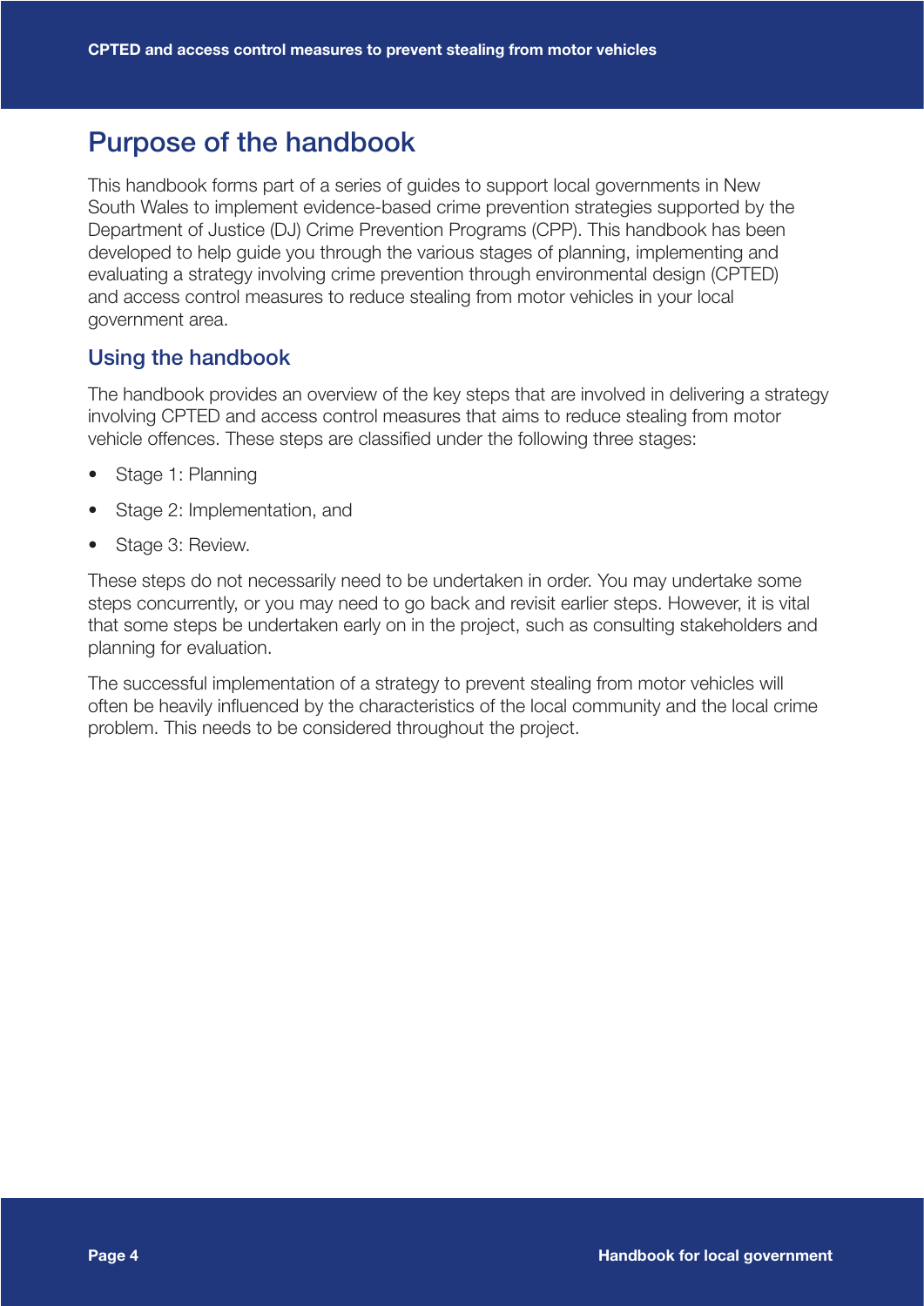# Purpose of the handbook

This handbook forms part of a series of guides to support local governments in New South Wales to implement evidence-based crime prevention strategies supported by the Department of Justice (DJ) Crime Prevention Programs (CPP). This handbook has been developed to help guide you through the various stages of planning, implementing and evaluating a strategy involving crime prevention through environmental design (CPTED) and access control measures to reduce stealing from motor vehicles in your local government area.

## Using the handbook

The handbook provides an overview of the key steps that are involved in delivering a strategy involving CPTED and access control measures that aims to reduce stealing from motor vehicle offences. These steps are classified under the following three stages:

- Stage 1: Planning
- Stage 2: Implementation, and
- Stage 3: Review.

These steps do not necessarily need to be undertaken in order. You may undertake some steps concurrently, or you may need to go back and revisit earlier steps. However, it is vital that some steps be undertaken early on in the project, such as consulting stakeholders and planning for evaluation.

The successful implementation of a strategy to prevent stealing from motor vehicles will often be heavily influenced by the characteristics of the local community and the local crime problem. This needs to be considered throughout the project.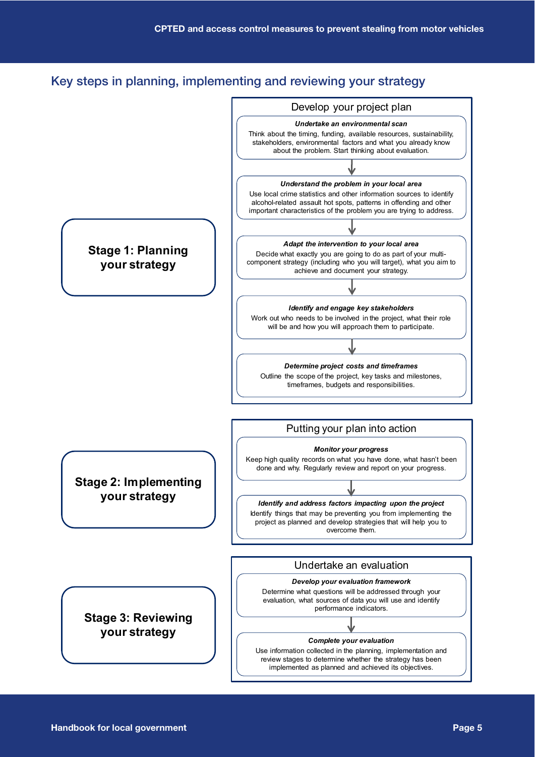## Key steps in planning, implementing and reviewing your strategy

### Stage 1: Planning your strategy

**Develop your project plan**

***Undertake an environmental scan***

Think about the timing, funding, available resources, sustainability, stakeholders, environmental factors and what you already know about the problem. Start thinking about evaluation.

↓

***Understand the problem in your local area***

Use local crime statistics and other information sources to identify alcohol-related assault hot spots, patterns in offending and other important characteristics of the problem you are trying to address.

↓

***Adapt the intervention to your local area***

Decide what exactly you are going to do as part of your multi-component strategy (including who you will target), what you aim to achieve and document your strategy.

↓

***Identify and engage key stakeholders***

Work out who needs to be involved in the project, what their role will be and how you will approach them to participate.

↓

***Determine project costs and timeframes***

Outline the scope of the project, key tasks and milestones, timeframes, budgets and responsibilities.

### Stage 2: Implementing your strategy

**Putting your plan into action**

***Monitor your progress***

Keep high quality records on what you have done, what hasn't been done and why. Regularly review and report on your progress.

↓

***Identify and address factors impacting upon the project***

Identify things that may be preventing you from implementing the project as planned and develop strategies that will help you to overcome them.

### Stage 3: Reviewing your strategy

**Undertake an evaluation**

***Develop your evaluation framework***

Determine what questions will be addressed through your evaluation, what sources of data you will use and identify performance indicators.

↓

***Complete your evaluation***

Use information collected in the planning, implementation and review stages to determine whether the strategy has been implemented as planned and achieved its objectives.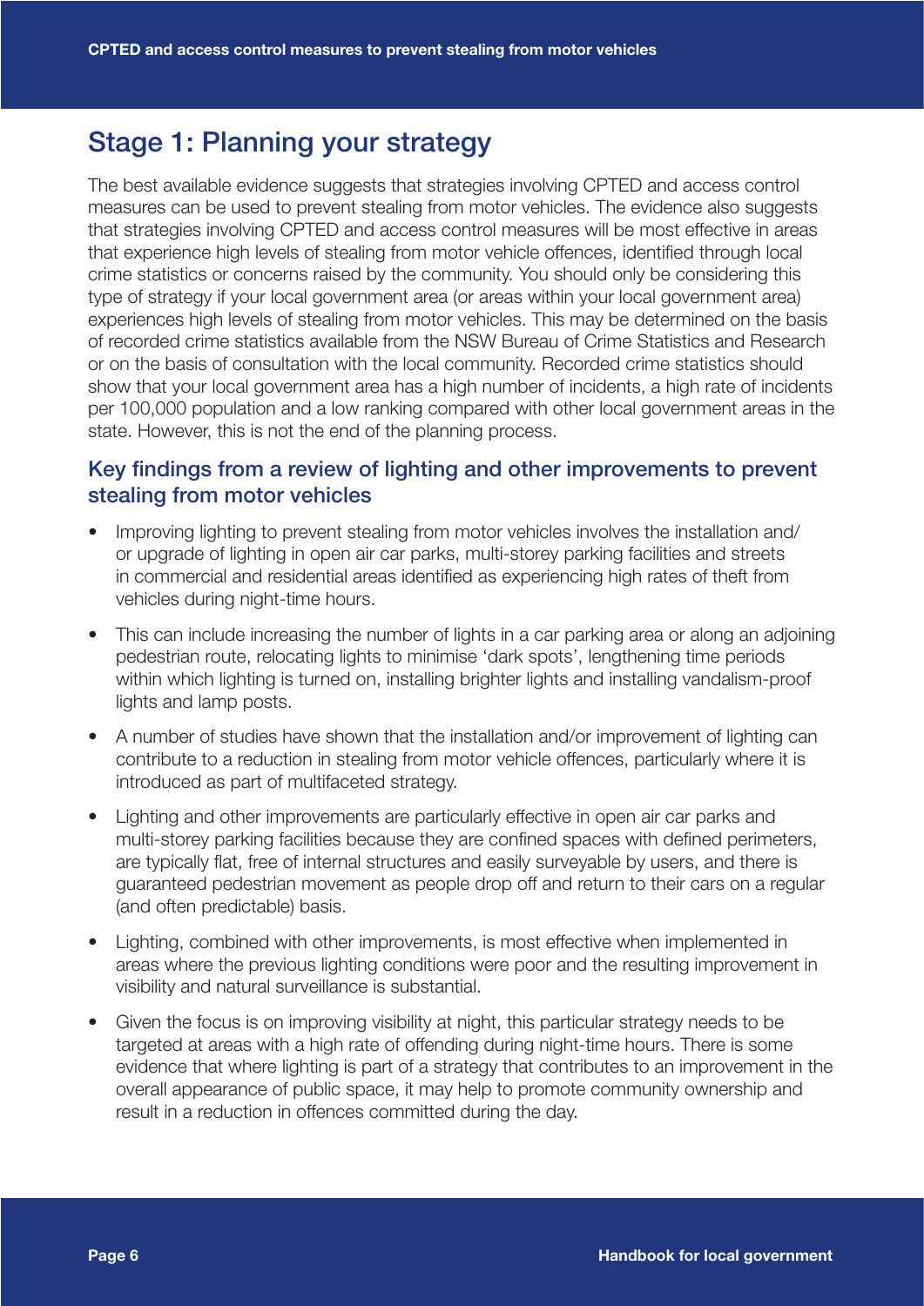## Stage 1: Planning your strategy

The best available evidence suggests that strategies involving CPTED and access control measures can be used to prevent stealing from motor vehicles. The evidence also suggests that strategies involving CPTED and access control measures will be most effective in areas that experience high levels of stealing from motor vehicle offences, identified through local crime statistics or concerns raised by the community. You should only be considering this type of strategy if your local government area (or areas within your local government area) experiences high levels of stealing from motor vehicles. This may be determined on the basis of recorded crime statistics available from the NSW Bureau of Crime Statistics and Research or on the basis of consultation with the local community. Recorded crime statistics should show that your local government area has a high number of incidents, a high rate of incidents per 100,000 population and a low ranking compared with other local government areas in the state. However, this is not the end of the planning process.

### Key findings from a review of lighting and other improvements to prevent stealing from motor vehicles

- Improving lighting to prevent stealing from motor vehicles involves the installation and/or upgrade of lighting in open air car parks, multi-storey parking facilities and streets in commercial and residential areas identified as experiencing high rates of theft from vehicles during night-time hours.
- This can include increasing the number of lights in a car parking area or along an adjoining pedestrian route, relocating lights to minimise 'dark spots', lengthening time periods within which lighting is turned on, installing brighter lights and installing vandalism-proof lights and lamp posts.
- A number of studies have shown that the installation and/or improvement of lighting can contribute to a reduction in stealing from motor vehicle offences, particularly where it is introduced as part of multifaceted strategy.
- Lighting and other improvements are particularly effective in open air car parks and multi-storey parking facilities because they are confined spaces with defined perimeters, are typically flat, free of internal structures and easily surveyable by users, and there is guaranteed pedestrian movement as people drop off and return to their cars on a regular (and often predictable) basis.
- Lighting, combined with other improvements, is most effective when implemented in areas where the previous lighting conditions were poor and the resulting improvement in visibility and natural surveillance is substantial.
- Given the focus is on improving visibility at night, this particular strategy needs to be targeted at areas with a high rate of offending during night-time hours. There is some evidence that where lighting is part of a strategy that contributes to an improvement in the overall appearance of public space, it may help to promote community ownership and result in a reduction in offences committed during the day.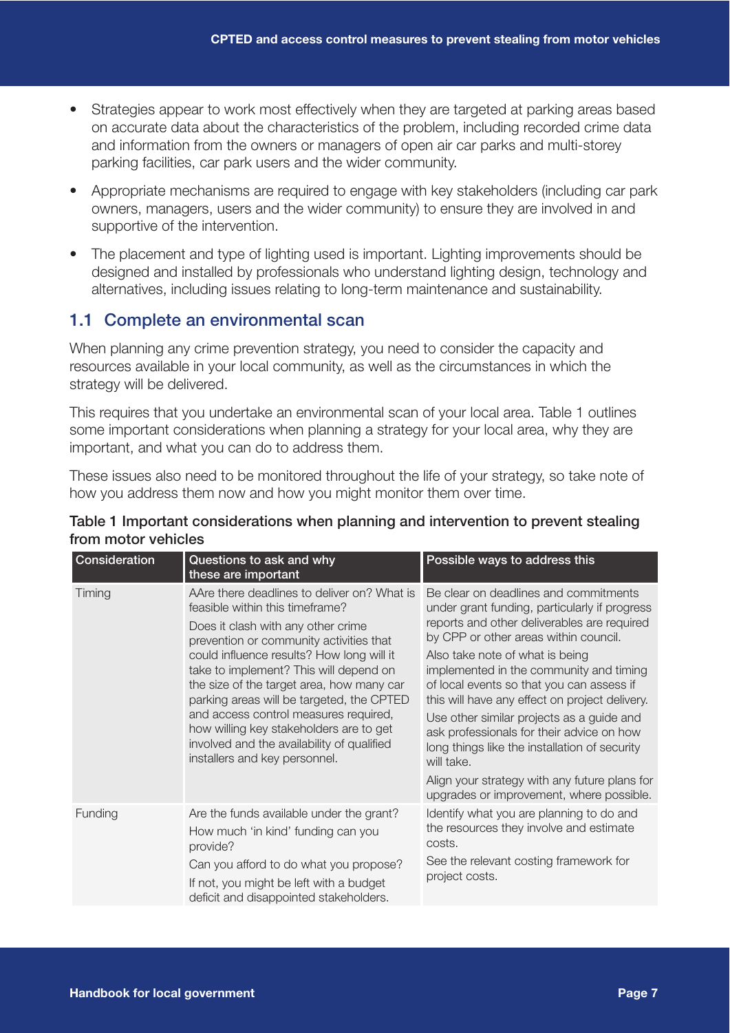- Strategies appear to work most effectively when they are targeted at parking areas based on accurate data about the characteristics of the problem, including recorded crime data and information from the owners or managers of open air car parks and multi-storey parking facilities, car park users and the wider community.
- Appropriate mechanisms are required to engage with key stakeholders (including car park owners, managers, users and the wider community) to ensure they are involved in and supportive of the intervention.
- The placement and type of lighting used is important. Lighting improvements should be designed and installed by professionals who understand lighting design, technology and alternatives, including issues relating to long-term maintenance and sustainability.

## 1.1 Complete an environmental scan

When planning any crime prevention strategy, you need to consider the capacity and resources available in your local community, as well as the circumstances in which the strategy will be delivered.

This requires that you undertake an environmental scan of your local area. Table 1 outlines some important considerations when planning a strategy for your local area, why they are important, and what you can do to address them.

These issues also need to be monitored throughout the life of your strategy, so take note of how you address them now and how you might monitor them over time.

**Table 1 Important considerations when planning and intervention to prevent stealing from motor vehicles**

| Consideration | Questions to ask and why these are important | Possible ways to address this |
|---|---|---|
| Timing | AAre there deadlines to deliver on? What is feasible within this timeframe?<br><br>Does it clash with any other crime prevention or community activities that could influence results? How long will it take to implement? This will depend on the size of the target area, how many car parking areas will be targeted, the CPTED and access control measures required, how willing key stakeholders are to get involved and the availability of qualified installers and key personnel. | Be clear on deadlines and commitments under grant funding, particularly if progress reports and other deliverables are required by CPP or other areas within council.<br><br>Also take note of what is being implemented in the community and timing of local events so that you can assess if this will have any effect on project delivery.<br><br>Use other similar projects as a guide and ask professionals for their advice on how long things like the installation of security will take.<br><br>Align your strategy with any future plans for upgrades or improvement, where possible. |
| Funding | Are the funds available under the grant?<br><br>How much 'in kind' funding can you provide?<br><br>Can you afford to do what you propose?<br><br>If not, you might be left with a budget deficit and disappointed stakeholders. | Identify what you are planning to do and the resources they involve and estimate costs.<br><br>See the relevant costing framework for project costs. |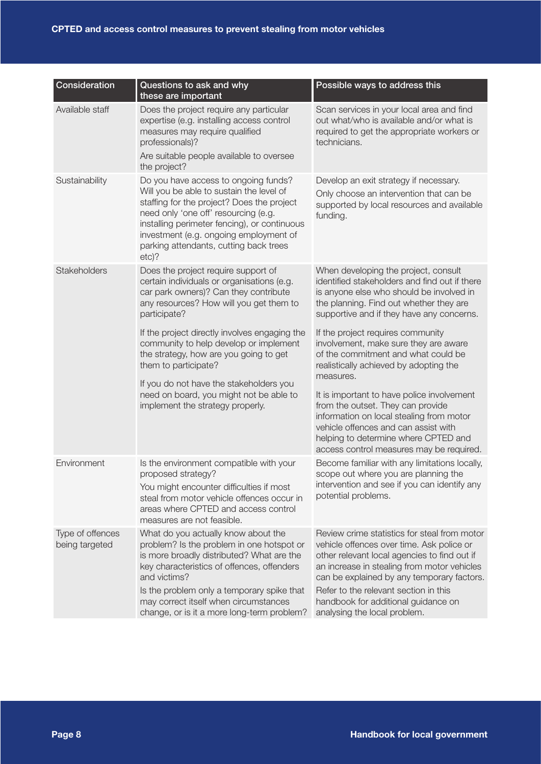| Consideration | Questions to ask and why these are important | Possible ways to address this |
| --- | --- | --- |
| Available staff | Does the project require any particular expertise (e.g. installing access control measures may require qualified professionals)?<br><br>Are suitable people available to oversee the project? | Scan services in your local area and find out what/who is available and/or what is required to get the appropriate workers or technicians. |
| Sustainability | Do you have access to ongoing funds? Will you be able to sustain the level of staffing for the project? Does the project need only 'one off' resourcing (e.g. installing perimeter fencing), or continuous investment (e.g. ongoing employment of parking attendants, cutting back trees etc)? | Develop an exit strategy if necessary.<br><br>Only choose an intervention that can be supported by local resources and available funding. |
| Stakeholders | Does the project require support of certain individuals or organisations (e.g. car park owners)? Can they contribute any resources? How will you get them to participate?<br><br>If the project directly involves engaging the community to help develop or implement the strategy, how are you going to get them to participate?<br><br>If you do not have the stakeholders you need on board, you might not be able to implement the strategy properly. | When developing the project, consult identified stakeholders and find out if there is anyone else who should be involved in the planning. Find out whether they are supportive and if they have any concerns.<br><br>If the project requires community involvement, make sure they are aware of the commitment and what could be realistically achieved by adopting the measures.<br><br>It is important to have police involvement from the outset. They can provide information on local stealing from motor vehicle offences and can assist with helping to determine where CPTED and access control measures may be required. |
| Environment | Is the environment compatible with your proposed strategy?<br><br>You might encounter difficulties if most steal from motor vehicle offences occur in areas where CPTED and access control measures are not feasible. | Become familiar with any limitations locally, scope out where you are planning the intervention and see if you can identify any potential problems. |
| Type of offences being targeted | What do you actually know about the problem? Is the problem in one hotspot or is more broadly distributed? What are the key characteristics of offences, offenders and victims?<br><br>Is the problem only a temporary spike that may correct itself when circumstances change, or is it a more long-term problem? | Review crime statistics for steal from motor vehicle offences over time. Ask police or other relevant local agencies to find out if an increase in stealing from motor vehicles can be explained by any temporary factors.<br><br>Refer to the relevant section in this handbook for additional guidance on analysing the local problem. |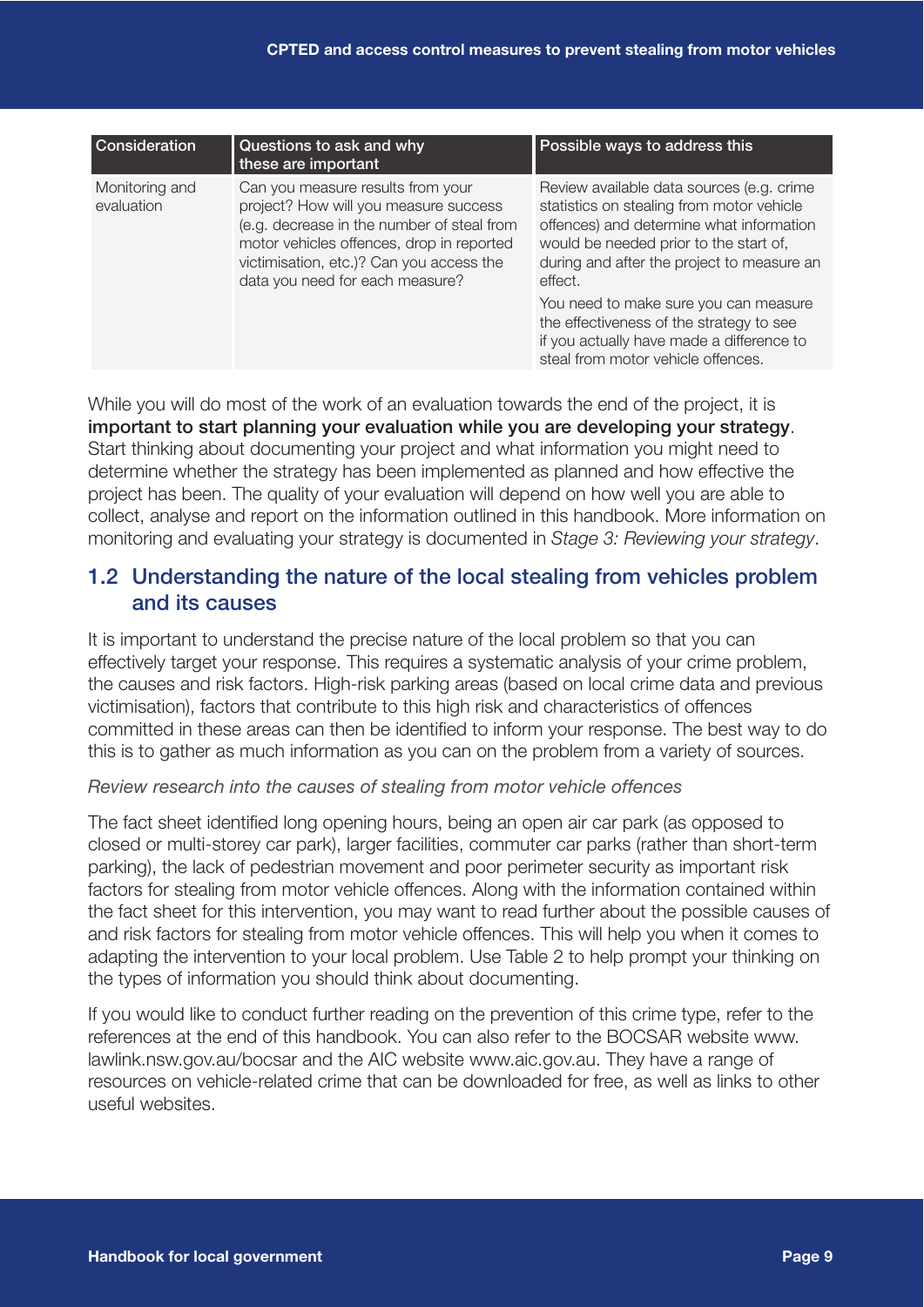| Consideration | Questions to ask and why these are important | Possible ways to address this |
| --- | --- | --- |
| Monitoring and evaluation | Can you measure results from your project? How will you measure success (e.g. decrease in the number of steal from motor vehicles offences, drop in reported victimisation, etc.)? Can you access the data you need for each measure? | Review available data sources (e.g. crime statistics on stealing from motor vehicle offences) and determine what information would be needed prior to the start of, during and after the project to measure an effect.<br><br>You need to make sure you can measure the effectiveness of the strategy to see if you actually have made a difference to steal from motor vehicle offences. |

While you will do most of the work of an evaluation towards the end of the project, it is **important to start planning your evaluation while you are developing your strategy**. Start thinking about documenting your project and what information you might need to determine whether the strategy has been implemented as planned and how effective the project has been. The quality of your evaluation will depend on how well you are able to collect, analyse and report on the information outlined in this handbook. More information on monitoring and evaluating your strategy is documented in *Stage 3: Reviewing your strategy*.

## 1.2 Understanding the nature of the local stealing from vehicles problem and its causes

It is important to understand the precise nature of the local problem so that you can effectively target your response. This requires a systematic analysis of your crime problem, the causes and risk factors. High-risk parking areas (based on local crime data and previous victimisation), factors that contribute to this high risk and characteristics of offences committed in these areas can then be identified to inform your response. The best way to do this is to gather as much information as you can on the problem from a variety of sources.

*Review research into the causes of stealing from motor vehicle offences*

The fact sheet identified long opening hours, being an open air car park (as opposed to closed or multi-storey car park), larger facilities, commuter car parks (rather than short-term parking), the lack of pedestrian movement and poor perimeter security as important risk factors for stealing from motor vehicle offences. Along with the information contained within the fact sheet for this intervention, you may want to read further about the possible causes of and risk factors for stealing from motor vehicle offences. This will help you when it comes to adapting the intervention to your local problem. Use Table 2 to help prompt your thinking on the types of information you should think about documenting.

If you would like to conduct further reading on the prevention of this crime type, refer to the references at the end of this handbook. You can also refer to the BOCSAR website www.lawlink.nsw.gov.au/bocsar and the AIC website www.aic.gov.au. They have a range of resources on vehicle-related crime that can be downloaded for free, as well as links to other useful websites.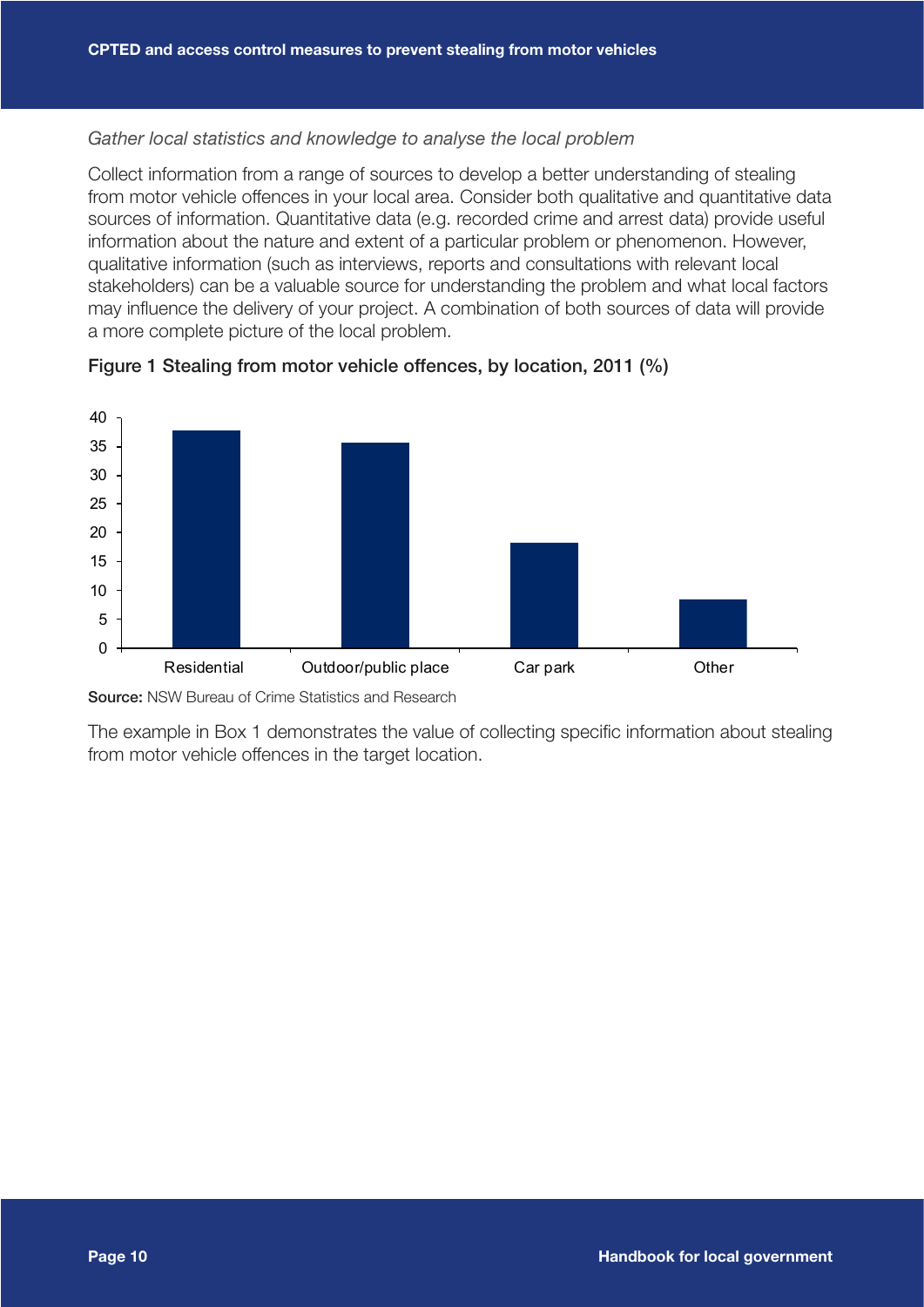*Gather local statistics and knowledge to analyse the local problem*

Collect information from a range of sources to develop a better understanding of stealing from motor vehicle offences in your local area. Consider both qualitative and quantitative data sources of information. Quantitative data (e.g. recorded crime and arrest data) provide useful information about the nature and extent of a particular problem or phenomenon. However, qualitative information (such as interviews, reports and consultations with relevant local stakeholders) can be a valuable source for understanding the problem and what local factors may influence the delivery of your project. A combination of both sources of data will provide a more complete picture of the local problem.

**Figure 1 Stealing from motor vehicle offences, by location, 2011 (%)**

**Source:** NSW Bureau of Crime Statistics and Research

The example in Box 1 demonstrates the value of collecting specific information about stealing from motor vehicle offences in the target location.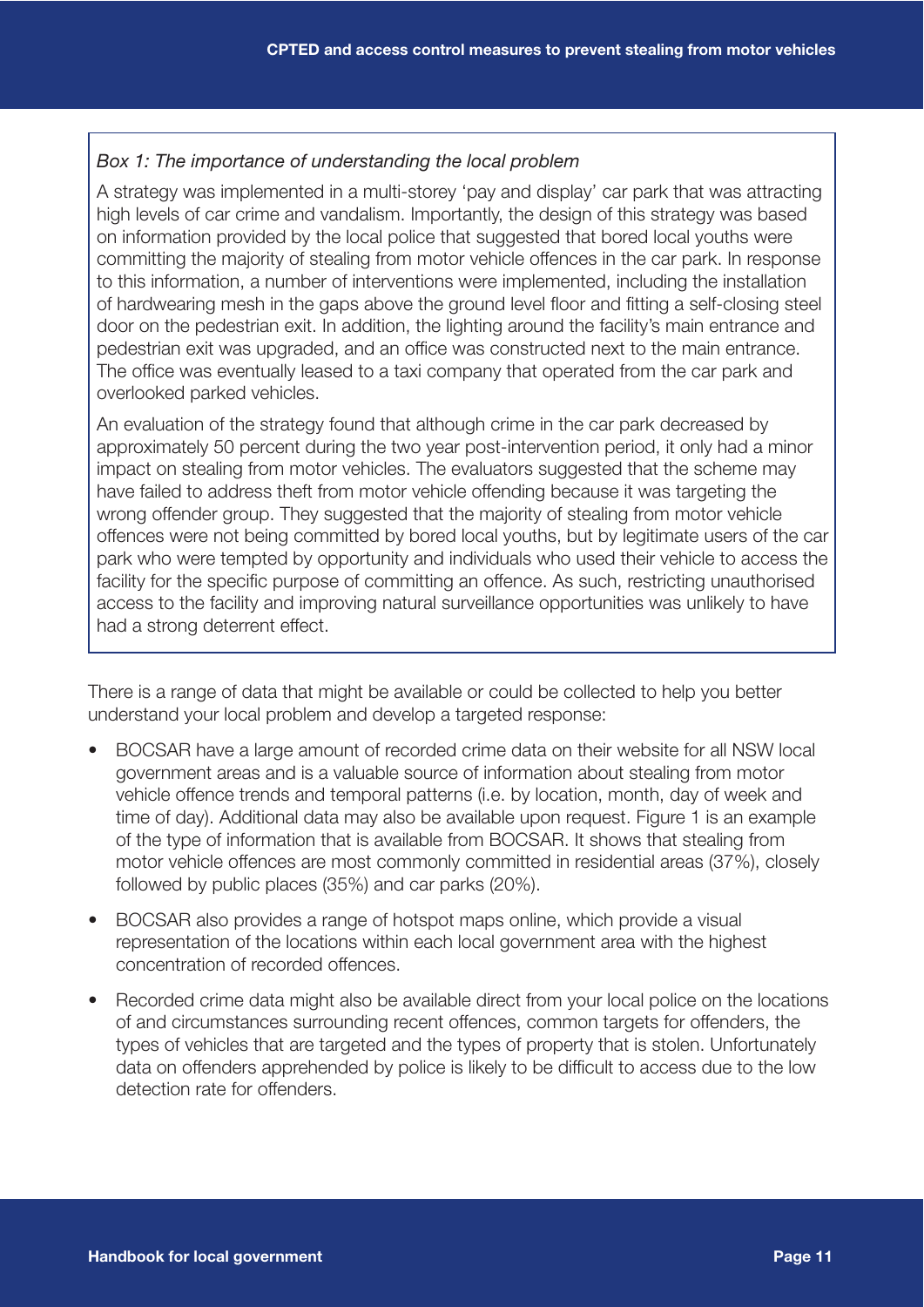*Box 1: The importance of understanding the local problem*

A strategy was implemented in a multi-storey 'pay and display' car park that was attracting high levels of car crime and vandalism. Importantly, the design of this strategy was based on information provided by the local police that suggested that bored local youths were committing the majority of stealing from motor vehicle offences in the car park. In response to this information, a number of interventions were implemented, including the installation of hardwearing mesh in the gaps above the ground level floor and fitting a self-closing steel door on the pedestrian exit. In addition, the lighting around the facility's main entrance and pedestrian exit was upgraded, and an office was constructed next to the main entrance. The office was eventually leased to a taxi company that operated from the car park and overlooked parked vehicles.

An evaluation of the strategy found that although crime in the car park decreased by approximately 50 percent during the two year post-intervention period, it only had a minor impact on stealing from motor vehicles. The evaluators suggested that the scheme may have failed to address theft from motor vehicle offending because it was targeting the wrong offender group. They suggested that the majority of stealing from motor vehicle offences were not being committed by bored local youths, but by legitimate users of the car park who were tempted by opportunity and individuals who used their vehicle to access the facility for the specific purpose of committing an offence. As such, restricting unauthorised access to the facility and improving natural surveillance opportunities was unlikely to have had a strong deterrent effect.

There is a range of data that might be available or could be collected to help you better understand your local problem and develop a targeted response:

- BOCSAR have a large amount of recorded crime data on their website for all NSW local government areas and is a valuable source of information about stealing from motor vehicle offence trends and temporal patterns (i.e. by location, month, day of week and time of day). Additional data may also be available upon request. Figure 1 is an example of the type of information that is available from BOCSAR. It shows that stealing from motor vehicle offences are most commonly committed in residential areas (37%), closely followed by public places (35%) and car parks (20%).
- BOCSAR also provides a range of hotspot maps online, which provide a visual representation of the locations within each local government area with the highest concentration of recorded offences.
- Recorded crime data might also be available direct from your local police on the locations of and circumstances surrounding recent offences, common targets for offenders, the types of vehicles that are targeted and the types of property that is stolen. Unfortunately data on offenders apprehended by police is likely to be difficult to access due to the low detection rate for offenders.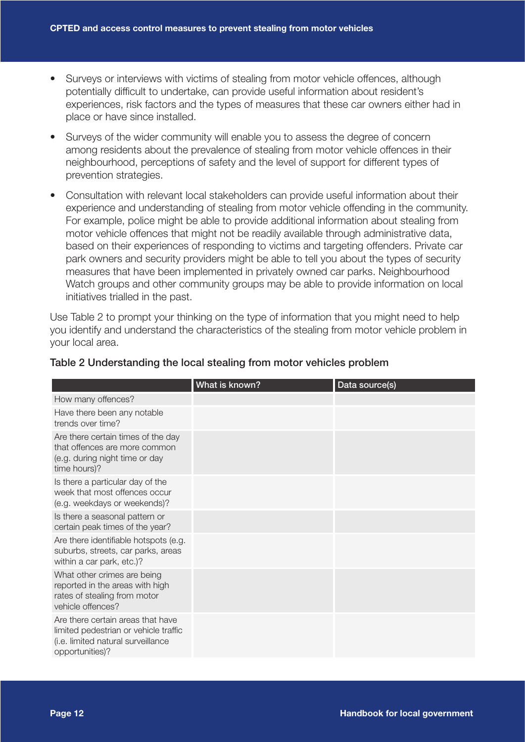- Surveys or interviews with victims of stealing from motor vehicle offences, although potentially difficult to undertake, can provide useful information about resident's experiences, risk factors and the types of measures that these car owners either had in place or have since installed.
- Surveys of the wider community will enable you to assess the degree of concern among residents about the prevalence of stealing from motor vehicle offences in their neighbourhood, perceptions of safety and the level of support for different types of prevention strategies.
- Consultation with relevant local stakeholders can provide useful information about their experience and understanding of stealing from motor vehicle offending in the community. For example, police might be able to provide additional information about stealing from motor vehicle offences that might not be readily available through administrative data, based on their experiences of responding to victims and targeting offenders. Private car park owners and security providers might be able to tell you about the types of security measures that have been implemented in privately owned car parks. Neighbourhood Watch groups and other community groups may be able to provide information on local initiatives trialled in the past.

Use Table 2 to prompt your thinking on the type of information that you might need to help you identify and understand the characteristics of the stealing from motor vehicle problem in your local area.

**Table 2 Understanding the local stealing from motor vehicles problem**

| | What is known? | Data source(s) |
|---|---|---|
| How many offences? | | |
| Have there been any notable trends over time? | | |
| Are there certain times of the day that offences are more common (e.g. during night time or day time hours)? | | |
| Is there a particular day of the week that most offences occur (e.g. weekdays or weekends)? | | |
| Is there a seasonal pattern or certain peak times of the year? | | |
| Are there identifiable hotspots (e.g. suburbs, streets, car parks, areas within a car park, etc.)? | | |
| What other crimes are being reported in the areas with high rates of stealing from motor vehicle offences? | | |
| Are there certain areas that have limited pedestrian or vehicle traffic (i.e. limited natural surveillance opportunities)? | | |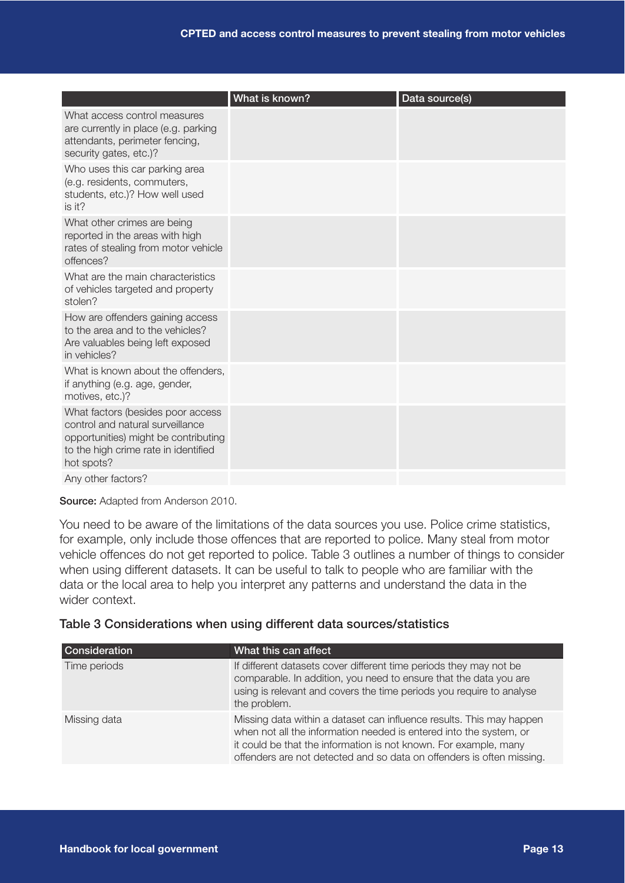| | What is known? | Data source(s) |
|---|---|---|
| What access control measures are currently in place (e.g. parking attendants, perimeter fencing, security gates, etc.)? | | |
| Who uses this car parking area (e.g. residents, commuters, students, etc.)? How well used is it? | | |
| What other crimes are being reported in the areas with high rates of stealing from motor vehicle offences? | | |
| What are the main characteristics of vehicles targeted and property stolen? | | |
| How are offenders gaining access to the area and to the vehicles? Are valuables being left exposed in vehicles? | | |
| What is known about the offenders, if anything (e.g. age, gender, motives, etc.)? | | |
| What factors (besides poor access control and natural surveillance opportunities) might be contributing to the high crime rate in identified hot spots? | | |
| Any other factors? | | |

**Source:** Adapted from Anderson 2010.

You need to be aware of the limitations of the data sources you use. Police crime statistics, for example, only include those offences that are reported to police. Many steal from motor vehicle offences do not get reported to police. Table 3 outlines a number of things to consider when using different datasets. It can be useful to talk to people who are familiar with the data or the local area to help you interpret any patterns and understand the data in the wider context.

### Table 3 Considerations when using different data sources/statistics

| Consideration | What this can affect |
|---|---|
| Time periods | If different datasets cover different time periods they may not be comparable. In addition, you need to ensure that the data you are using is relevant and covers the time periods you require to analyse the problem. |
| Missing data | Missing data within a dataset can influence results. This may happen when not all the information needed is entered into the system, or it could be that the information is not known. For example, many offenders are not detected and so data on offenders is often missing. |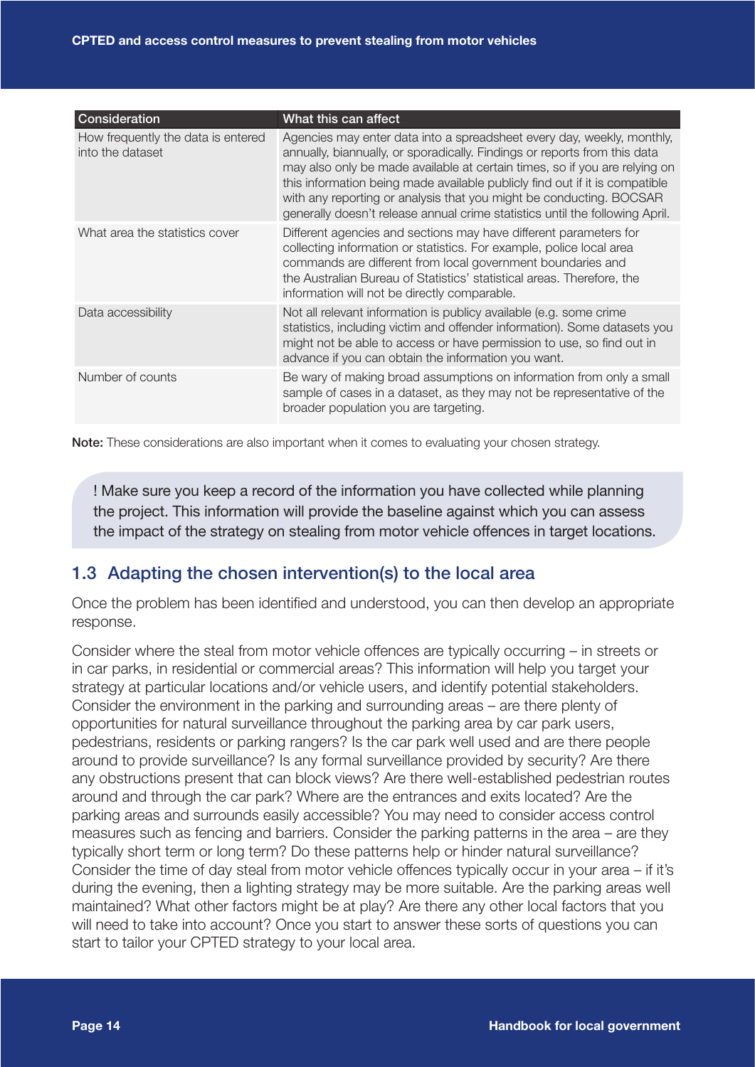| Consideration | What this can affect |
| --- | --- |
| How frequently the data is entered into the dataset | Agencies may enter data into a spreadsheet every day, weekly, monthly, annually, biannually, or sporadically. Findings or reports from this data may also only be made available at certain times, so if you are relying on this information being made available publicly find out if it is compatible with any reporting or analysis that you might be conducting. BOCSAR generally doesn't release annual crime statistics until the following April. |
| What area the statistics cover | Different agencies and sections may have different parameters for collecting information or statistics. For example, police local area commands are different from local government boundaries and the Australian Bureau of Statistics' statistical areas. Therefore, the information will not be directly comparable. |
| Data accessibility | Not all relevant information is publicy available (e.g. some crime statistics, including victim and offender information). Some datasets you might not be able to access or have permission to use, so find out in advance if you can obtain the information you want. |
| Number of counts | Be wary of making broad assumptions on information from only a small sample of cases in a dataset, as they may not be representative of the broader population you are targeting. |

**Note:** These considerations are also important when it comes to evaluating your chosen strategy.

! Make sure you keep a record of the information you have collected while planning the project. This information will provide the baseline against which you can assess the impact of the strategy on stealing from motor vehicle offences in target locations.

## 1.3 Adapting the chosen intervention(s) to the local area

Once the problem has been identified and understood, you can then develop an appropriate response.

Consider where the steal from motor vehicle offences are typically occurring – in streets or in car parks, in residential or commercial areas? This information will help you target your strategy at particular locations and/or vehicle users, and identify potential stakeholders. Consider the environment in the parking and surrounding areas – are there plenty of opportunities for natural surveillance throughout the parking area by car park users, pedestrians, residents or parking rangers? Is the car park well used and are there people around to provide surveillance? Is any formal surveillance provided by security? Are there any obstructions present that can block views? Are there well-established pedestrian routes around and through the car park? Where are the entrances and exits located? Are the parking areas and surrounds easily accessible? You may need to consider access control measures such as fencing and barriers. Consider the parking patterns in the area – are they typically short term or long term? Do these patterns help or hinder natural surveillance? Consider the time of day steal from motor vehicle offences typically occur in your area – if it's during the evening, then a lighting strategy may be more suitable. Are the parking areas well maintained? What other factors might be at play? Are there any other local factors that you will need to take into account? Once you start to answer these sorts of questions you can start to tailor your CPTED strategy to your local area.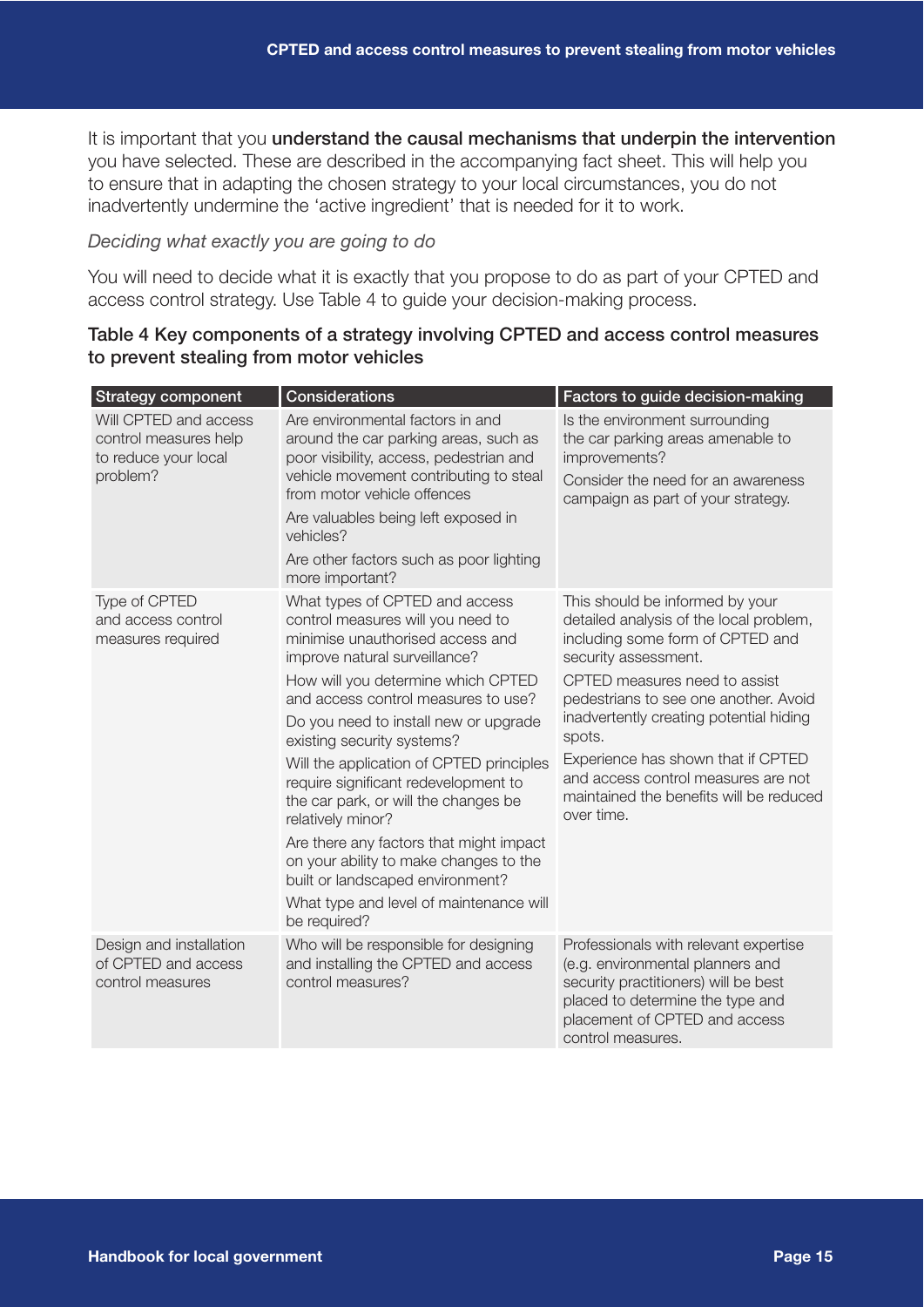It is important that you **understand the causal mechanisms that underpin the intervention** you have selected. These are described in the accompanying fact sheet. This will help you to ensure that in adapting the chosen strategy to your local circumstances, you do not inadvertently undermine the 'active ingredient' that is needed for it to work.

*Deciding what exactly you are going to do*

You will need to decide what it is exactly that you propose to do as part of your CPTED and access control strategy. Use Table 4 to guide your decision-making process.

**Table 4 Key components of a strategy involving CPTED and access control measures to prevent stealing from motor vehicles**

| Strategy component | Considerations | Factors to guide decision-making |
| --- | --- | --- |
| Will CPTED and access control measures help to reduce your local problem? | Are environmental factors in and around the car parking areas, such as poor visibility, access, pedestrian and vehicle movement contributing to steal from motor vehicle offences<br><br>Are valuables being left exposed in vehicles?<br><br>Are other factors such as poor lighting more important? | Is the environment surrounding the car parking areas amenable to improvements?<br><br>Consider the need for an awareness campaign as part of your strategy. |
| Type of CPTED and access control measures required | What types of CPTED and access control measures will you need to minimise unauthorised access and improve natural surveillance?<br><br>How will you determine which CPTED and access control measures to use?<br><br>Do you need to install new or upgrade existing security systems?<br><br>Will the application of CPTED principles require significant redevelopment to the car park, or will the changes be relatively minor?<br><br>Are there any factors that might impact on your ability to make changes to the built or landscaped environment?<br><br>What type and level of maintenance will be required? | This should be informed by your detailed analysis of the local problem, including some form of CPTED and security assessment.<br><br>CPTED measures need to assist pedestrians to see one another. Avoid inadvertently creating potential hiding spots.<br><br>Experience has shown that if CPTED and access control measures are not maintained the benefits will be reduced over time. |
| Design and installation of CPTED and access control measures | Who will be responsible for designing and installing the CPTED and access control measures? | Professionals with relevant expertise (e.g. environmental planners and security practitioners) will be best placed to determine the type and placement of CPTED and access control measures. |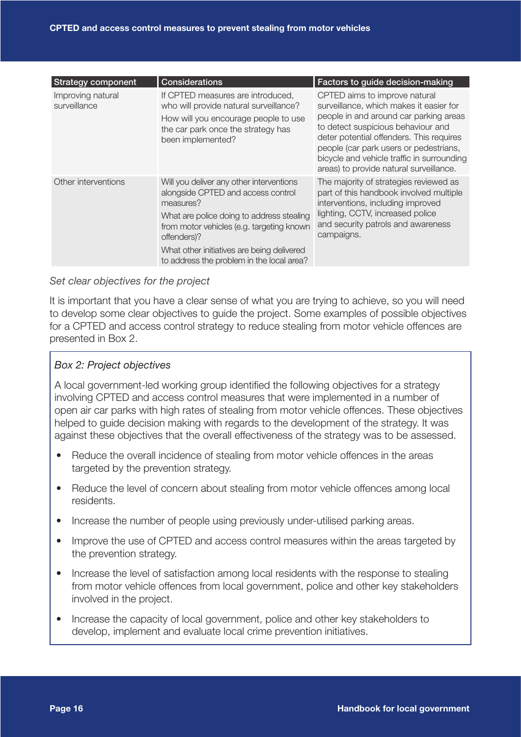| Strategy component | Considerations | Factors to guide decision-making |
|---|---|---|
| Improving natural surveillance | If CPTED measures are introduced, who will provide natural surveillance?<br><br>How will you encourage people to use the car park once the strategy has been implemented? | CPTED aims to improve natural surveillance, which makes it easier for people in and around car parking areas to detect suspicious behaviour and deter potential offenders. This requires people (car park users or pedestrians, bicycle and vehicle traffic in surrounding areas) to provide natural surveillance. |
| Other interventions | Will you deliver any other interventions alongside CPTED and access control measures?<br><br>What are police doing to address stealing from motor vehicles (e.g. targeting known offenders)?<br><br>What other initiatives are being delivered to address the problem in the local area? | The majority of strategies reviewed as part of this handbook involved multiple interventions, including improved lighting, CCTV, increased police and security patrols and awareness campaigns. |

*Set clear objectives for the project*

It is important that you have a clear sense of what you are trying to achieve, so you will need to develop some clear objectives to guide the project. Some examples of possible objectives for a CPTED and access control strategy to reduce stealing from motor vehicle offences are presented in Box 2.

*Box 2: Project objectives*

A local government-led working group identified the following objectives for a strategy involving CPTED and access control measures that were implemented in a number of open air car parks with high rates of stealing from motor vehicle offences. These objectives helped to guide decision making with regards to the development of the strategy. It was against these objectives that the overall effectiveness of the strategy was to be assessed.

- Reduce the overall incidence of stealing from motor vehicle offences in the areas targeted by the prevention strategy.
- Reduce the level of concern about stealing from motor vehicle offences among local residents.
- Increase the number of people using previously under-utilised parking areas.
- Improve the use of CPTED and access control measures within the areas targeted by the prevention strategy.
- Increase the level of satisfaction among local residents with the response to stealing from motor vehicle offences from local government, police and other key stakeholders involved in the project.
- Increase the capacity of local government, police and other key stakeholders to develop, implement and evaluate local crime prevention initiatives.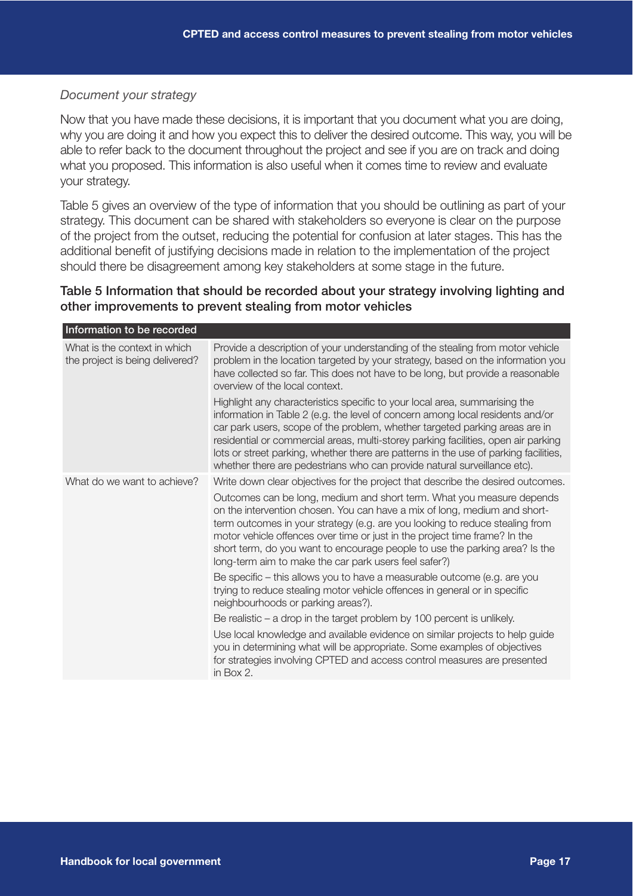*Document your strategy*

Now that you have made these decisions, it is important that you document what you are doing, why you are doing it and how you expect this to deliver the desired outcome. This way, you will be able to refer back to the document throughout the project and see if you are on track and doing what you proposed. This information is also useful when it comes time to review and evaluate your strategy.

Table 5 gives an overview of the type of information that you should be outlining as part of your strategy. This document can be shared with stakeholders so everyone is clear on the purpose of the project from the outset, reducing the potential for confusion at later stages. This has the additional benefit of justifying decisions made in relation to the implementation of the project should there be disagreement among key stakeholders at some stage in the future.

### Table 5 Information that should be recorded about your strategy involving lighting and other improvements to prevent stealing from motor vehicles

| Information to be recorded | |
|---|---|
| What is the context in which the project is being delivered? | Provide a description of your understanding of the stealing from motor vehicle problem in the location targeted by your strategy, based on the information you have collected so far. This does not have to be long, but provide a reasonable overview of the local context.<br><br>Highlight any characteristics specific to your local area, summarising the information in Table 2 (e.g. the level of concern among local residents and/or car park users, scope of the problem, whether targeted parking areas are in residential or commercial areas, multi-storey parking facilities, open air parking lots or street parking, whether there are patterns in the use of parking facilities, whether there are pedestrians who can provide natural surveillance etc). |
| What do we want to achieve? | Write down clear objectives for the project that describe the desired outcomes.<br><br>Outcomes can be long, medium and short term. What you measure depends on the intervention chosen. You can have a mix of long, medium and short-term outcomes in your strategy (e.g. are you looking to reduce stealing from motor vehicle offences over time or just in the project time frame? In the short term, do you want to encourage people to use the parking area? Is the long-term aim to make the car park users feel safer?)<br><br>Be specific – this allows you to have a measurable outcome (e.g. are you trying to reduce stealing motor vehicle offences in general or in specific neighbourhoods or parking areas?).<br><br>Be realistic – a drop in the target problem by 100 percent is unlikely.<br><br>Use local knowledge and available evidence on similar projects to help guide you in determining what will be appropriate. Some examples of objectives for strategies involving CPTED and access control measures are presented in Box 2. |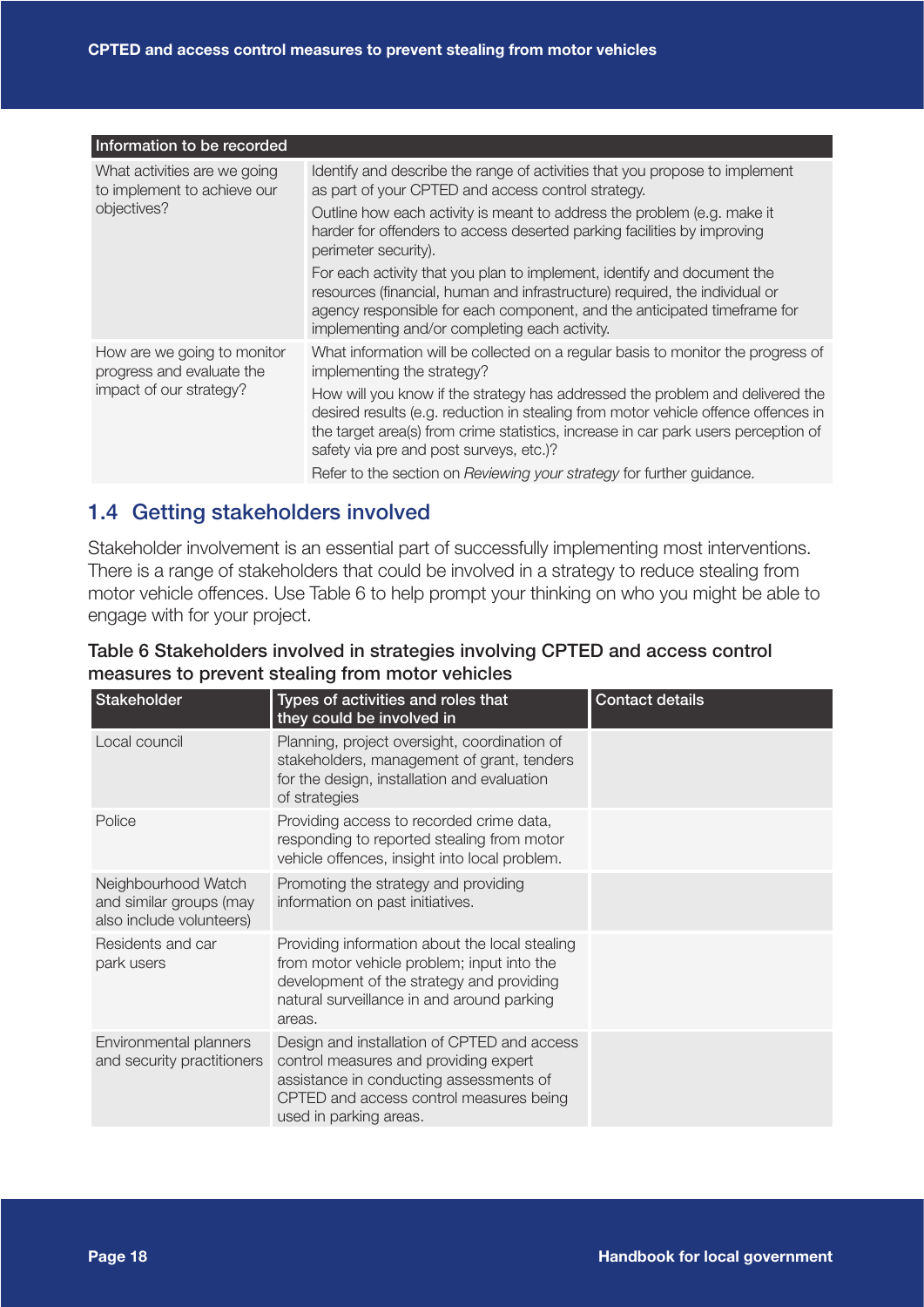| Information to be recorded | |
|---|---|
| What activities are we going to implement to achieve our objectives? | Identify and describe the range of activities that you propose to implement as part of your CPTED and access control strategy.<br><br>Outline how each activity is meant to address the problem (e.g. make it harder for offenders to access deserted parking facilities by improving perimeter security).<br><br>For each activity that you plan to implement, identify and document the resources (financial, human and infrastructure) required, the individual or agency responsible for each component, and the anticipated timeframe for implementing and/or completing each activity. |
| How are we going to monitor progress and evaluate the impact of our strategy? | What information will be collected on a regular basis to monitor the progress of implementing the strategy?<br><br>How will you know if the strategy has addressed the problem and delivered the desired results (e.g. reduction in stealing from motor vehicle offence offences in the target area(s) from crime statistics, increase in car park users perception of safety via pre and post surveys, etc.)?<br><br>Refer to the section on *Reviewing your strategy* for further guidance. |

## 1.4 Getting stakeholders involved

Stakeholder involvement is an essential part of successfully implementing most interventions. There is a range of stakeholders that could be involved in a strategy to reduce stealing from motor vehicle offences. Use Table 6 to help prompt your thinking on who you might be able to engage with for your project.

**Table 6 Stakeholders involved in strategies involving CPTED and access control measures to prevent stealing from motor vehicles**

| Stakeholder | Types of activities and roles that they could be involved in | Contact details |
|---|---|---|
| Local council | Planning, project oversight, coordination of stakeholders, management of grant, tenders for the design, installation and evaluation of strategies | |
| Police | Providing access to recorded crime data, responding to reported stealing from motor vehicle offences, insight into local problem. | |
| Neighbourhood Watch and similar groups (may also include volunteers) | Promoting the strategy and providing information on past initiatives. | |
| Residents and car park users | Providing information about the local stealing from motor vehicle problem; input into the development of the strategy and providing natural surveillance in and around parking areas. | |
| Environmental planners and security practitioners | Design and installation of CPTED and access control measures and providing expert assistance in conducting assessments of CPTED and access control measures being used in parking areas. | |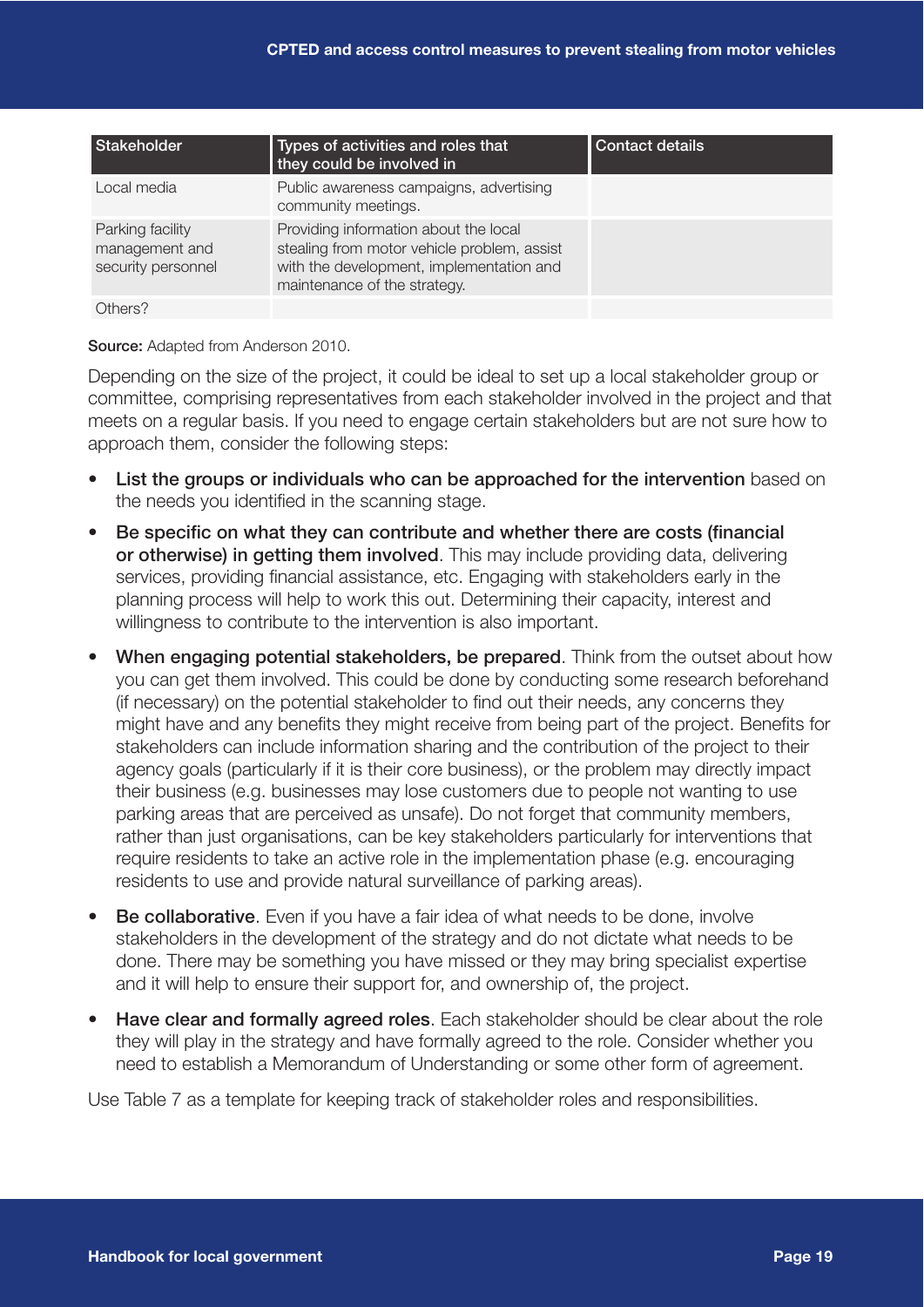| Stakeholder | Types of activities and roles that they could be involved in | Contact details |
| --- | --- | --- |
| Local media | Public awareness campaigns, advertising community meetings. | |
| Parking facility management and security personnel | Providing information about the local stealing from motor vehicle problem, assist with the development, implementation and maintenance of the strategy. | |
| Others? | | |

**Source:** Adapted from Anderson 2010.

Depending on the size of the project, it could be ideal to set up a local stakeholder group or committee, comprising representatives from each stakeholder involved in the project and that meets on a regular basis. If you need to engage certain stakeholders but are not sure how to approach them, consider the following steps:

- **List the groups or individuals who can be approached for the intervention** based on the needs you identified in the scanning stage.
- **Be specific on what they can contribute and whether there are costs (financial or otherwise) in getting them involved**. This may include providing data, delivering services, providing financial assistance, etc. Engaging with stakeholders early in the planning process will help to work this out. Determining their capacity, interest and willingness to contribute to the intervention is also important.
- **When engaging potential stakeholders, be prepared**. Think from the outset about how you can get them involved. This could be done by conducting some research beforehand (if necessary) on the potential stakeholder to find out their needs, any concerns they might have and any benefits they might receive from being part of the project. Benefits for stakeholders can include information sharing and the contribution of the project to their agency goals (particularly if it is their core business), or the problem may directly impact their business (e.g. businesses may lose customers due to people not wanting to use parking areas that are perceived as unsafe). Do not forget that community members, rather than just organisations, can be key stakeholders particularly for interventions that require residents to take an active role in the implementation phase (e.g. encouraging residents to use and provide natural surveillance of parking areas).
- **Be collaborative**. Even if you have a fair idea of what needs to be done, involve stakeholders in the development of the strategy and do not dictate what needs to be done. There may be something you have missed or they may bring specialist expertise and it will help to ensure their support for, and ownership of, the project.
- **Have clear and formally agreed roles**. Each stakeholder should be clear about the role they will play in the strategy and have formally agreed to the role. Consider whether you need to establish a Memorandum of Understanding or some other form of agreement.

Use Table 7 as a template for keeping track of stakeholder roles and responsibilities.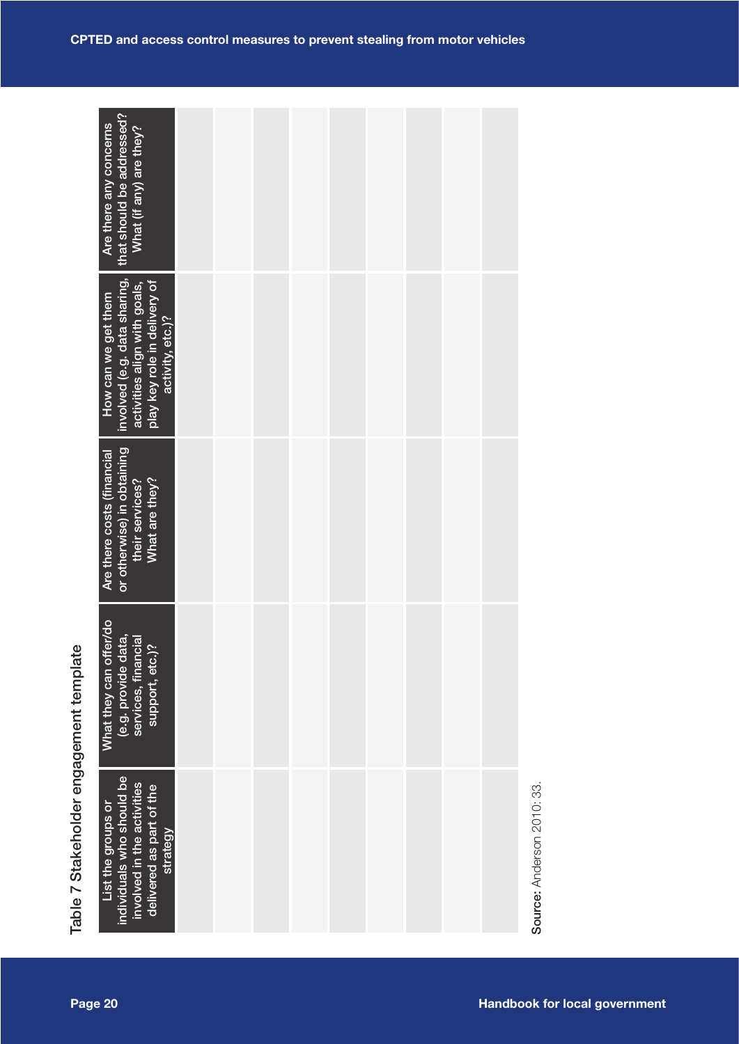Table 7 Stakeholder engagement template

| List the groups or individuals who should be involved in the activities delivered as part of the strategy | What they can offer/do (e.g. provide data, services, financial support, etc.)? | Are there costs (financial or otherwise) in obtaining their services? What are they? | How can we get them involved (e.g. data sharing, activities align with goals, play key role in delivery of activity, etc.)? | Are there any concerns that should be addressed? What (if any) are they? |
|---|---|---|---|---|
| | | | | |
| | | | | |
| | | | | |
| | | | | |
| | | | | |
| | | | | |
| | | | | |
| | | | | |
| | | | | |

**Source:** Anderson 2010: 33.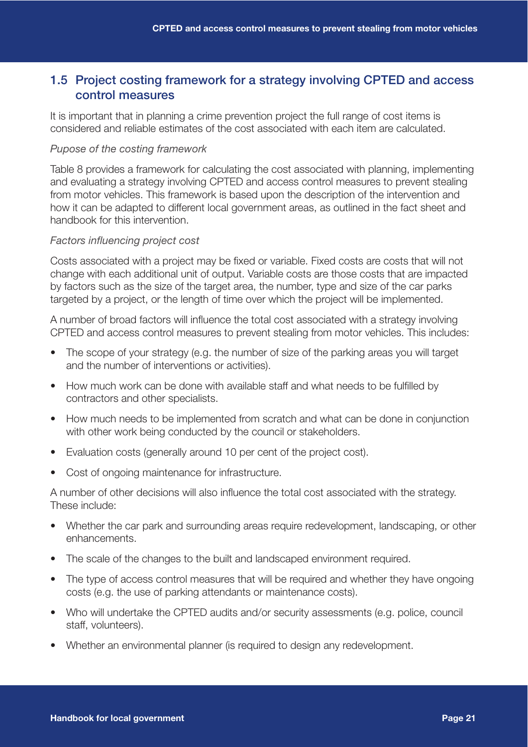## 1.5 Project costing framework for a strategy involving CPTED and access control measures

It is important that in planning a crime prevention project the full range of cost items is considered and reliable estimates of the cost associated with each item are calculated.

*Pupose of the costing framework*

Table 8 provides a framework for calculating the cost associated with planning, implementing and evaluating a strategy involving CPTED and access control measures to prevent stealing from motor vehicles. This framework is based upon the description of the intervention and how it can be adapted to different local government areas, as outlined in the fact sheet and handbook for this intervention.

*Factors influencing project cost*

Costs associated with a project may be fixed or variable. Fixed costs are costs that will not change with each additional unit of output. Variable costs are those costs that are impacted by factors such as the size of the target area, the number, type and size of the car parks targeted by a project, or the length of time over which the project will be implemented.

A number of broad factors will influence the total cost associated with a strategy involving CPTED and access control measures to prevent stealing from motor vehicles. This includes:

- The scope of your strategy (e.g. the number of size of the parking areas you will target and the number of interventions or activities).
- How much work can be done with available staff and what needs to be fulfilled by contractors and other specialists.
- How much needs to be implemented from scratch and what can be done in conjunction with other work being conducted by the council or stakeholders.
- Evaluation costs (generally around 10 per cent of the project cost).
- Cost of ongoing maintenance for infrastructure.

A number of other decisions will also influence the total cost associated with the strategy. These include:

- Whether the car park and surrounding areas require redevelopment, landscaping, or other enhancements.
- The scale of the changes to the built and landscaped environment required.
- The type of access control measures that will be required and whether they have ongoing costs (e.g. the use of parking attendants or maintenance costs).
- Who will undertake the CPTED audits and/or security assessments (e.g. police, council staff, volunteers).
- Whether an environmental planner (is required to design any redevelopment.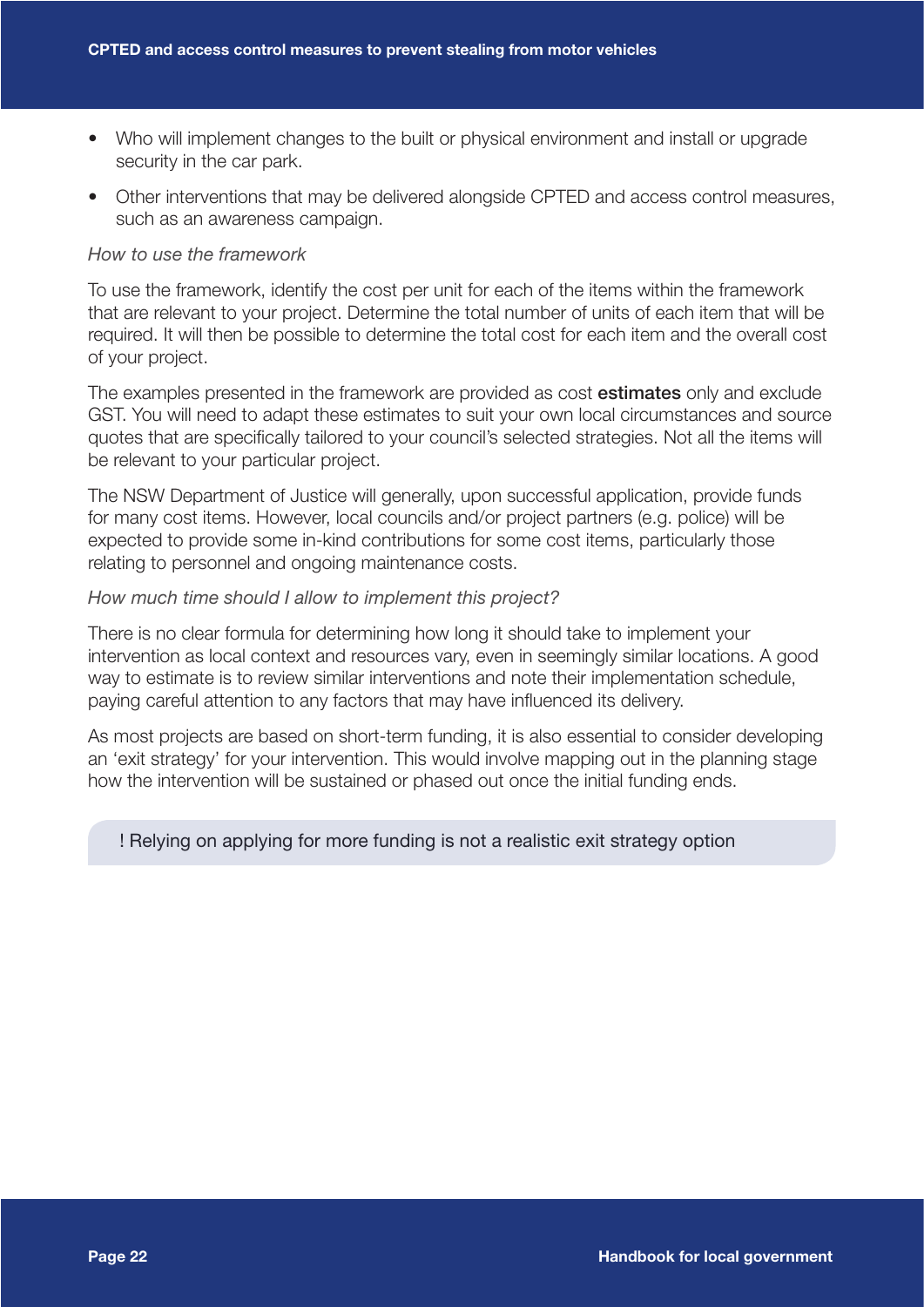- Who will implement changes to the built or physical environment and install or upgrade security in the car park.
- Other interventions that may be delivered alongside CPTED and access control measures, such as an awareness campaign.

*How to use the framework*

To use the framework, identify the cost per unit for each of the items within the framework that are relevant to your project. Determine the total number of units of each item that will be required. It will then be possible to determine the total cost for each item and the overall cost of your project.

The examples presented in the framework are provided as cost **estimates** only and exclude GST. You will need to adapt these estimates to suit your own local circumstances and source quotes that are specifically tailored to your council's selected strategies. Not all the items will be relevant to your particular project.

The NSW Department of Justice will generally, upon successful application, provide funds for many cost items. However, local councils and/or project partners (e.g. police) will be expected to provide some in-kind contributions for some cost items, particularly those relating to personnel and ongoing maintenance costs.

*How much time should I allow to implement this project?*

There is no clear formula for determining how long it should take to implement your intervention as local context and resources vary, even in seemingly similar locations. A good way to estimate is to review similar interventions and note their implementation schedule, paying careful attention to any factors that may have influenced its delivery.

As most projects are based on short-term funding, it is also essential to consider developing an 'exit strategy' for your intervention. This would involve mapping out in the planning stage how the intervention will be sustained or phased out once the initial funding ends.

> ! Relying on applying for more funding is not a realistic exit strategy option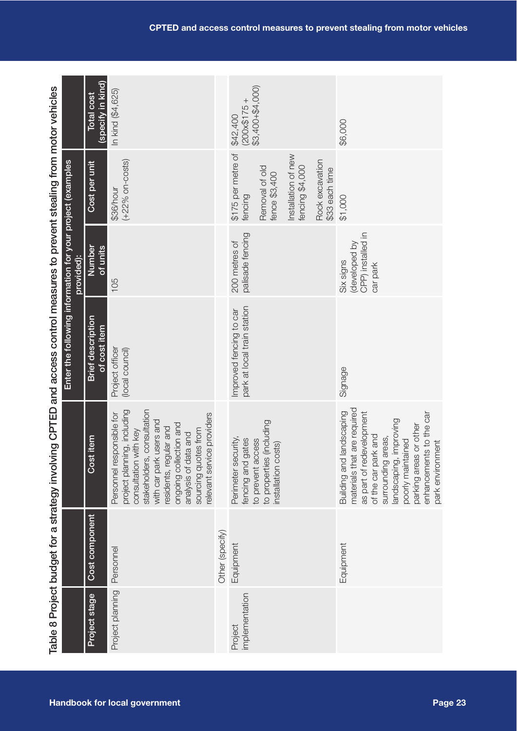Table 8 Project budget for a strategy involving CPTED and access control measures to prevent stealing from motor vehicles

| Project stage | Cost component | Cost item | Enter the following information for your project (examples provided): | | | |
|---|---|---|---|---|---|---|
| | | | Brief description of cost item | Number of units | Cost per unit | Total cost (specify in kind) |
| Project planning | Personnel | Personnel responsible for project planning, including consultation with key stakeholders, consultation with car park users and residents, regular and ongoing collection and analysis of data and sourcing quotes from relevant service providers | Project officer (local council) | 105 | $36/hour (+22% on-costs) | In kind ($4,625) |
| | Other (specify) | | | | | |
| Project implementation | Equipment | Perimeter security, fencing and gates to prevent access to properties (including installation costs) | Improved fencing to car park at local train station | 200 metres of palisade fencing | $175 per metre of fencing<br>Removal of old fence $3,400<br>Installation of new fencing $4,000<br>Rock excavation $33 each time | $42,400 (200x$175 + $3,400+$4,000) |
| | Equipment | Building and landscaping materials that are required as part of redevelopment of the car park and surrounding areas, landscaping, improving poorly maintained parking areas or other enhancements to the car park environment | Signage | Six signs (developed by CPP) installed in car park | $1,000 | $6,000 |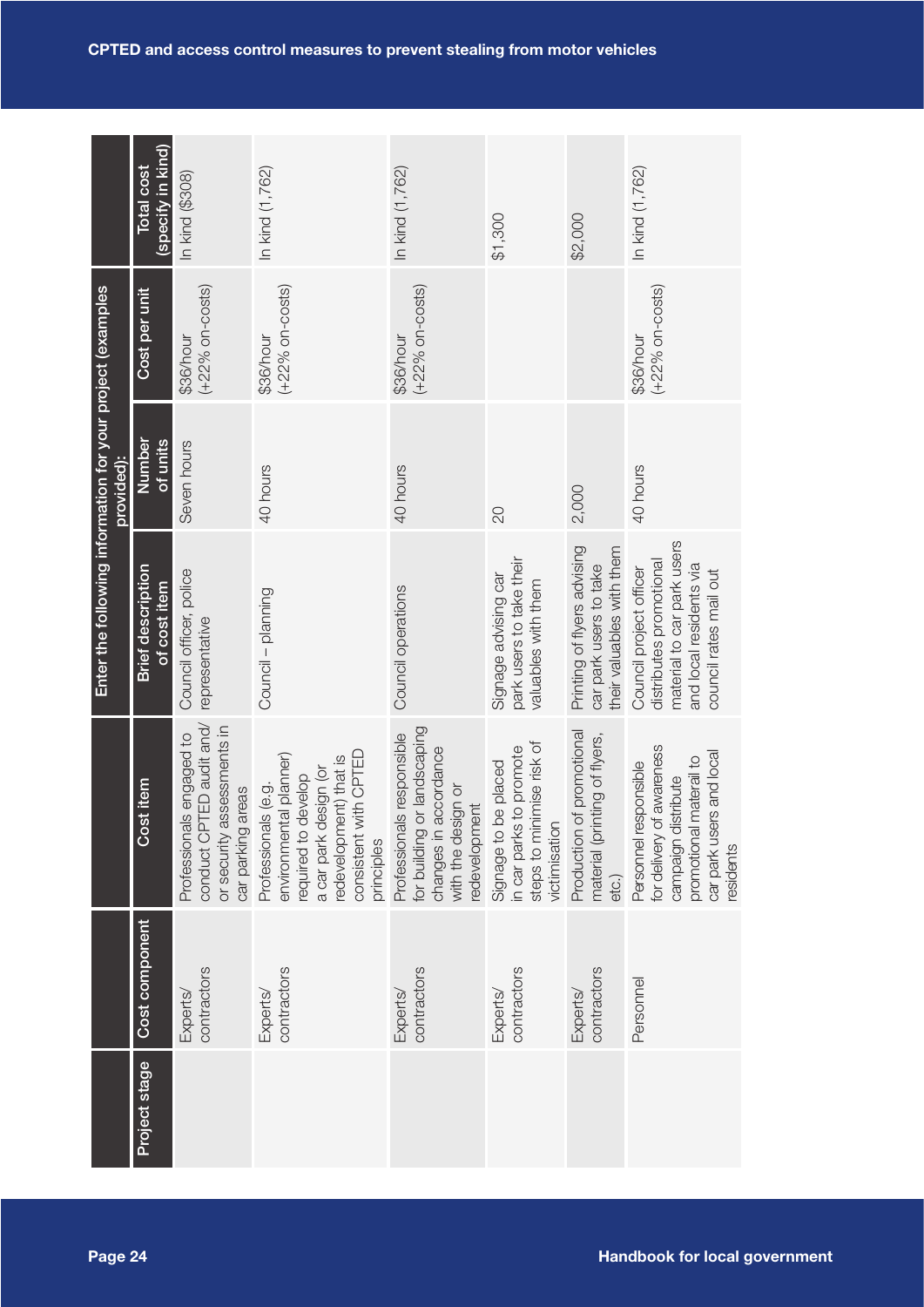| Project stage | Cost component | Cost item | Enter the following information for your project (examples provided): | | | |
|---|---|---|---|---|---|---|
| | | | Brief description of cost item | Number of units | Cost per unit | Total cost (specify in kind) |
| | Experts/ contractors | Professionals engaged to conduct CPTED audit and/ or security assessments in car parking areas | Council officer, police representative | Seven hours | $36/hour (+22% on-costs) | In kind ($308) |
| | Experts/ contractors | Professionals (e.g. environmental planner) required to develop a car park design (or redevelopment) that is consistent with CPTED principles | Council – planning | 40 hours | $36/hour (+22% on-costs) | In kind (1,762) |
| | Experts/ contractors | Professionals responsible for building or landscaping changes in accordance with the design or redevelopment | Council operations | 40 hours | $36/hour (+22% on-costs) | In kind (1,762) |
| | Experts/ contractors | Signage to be placed in car parks to promote steps to minimise risk of victimisation | Signage advising car park users to take their valuables with them | 20 | | $1,300 |
| | Experts/ contractors | Production of promotional material (printing of flyers, etc.) | Printing of flyers advising car park users to take their valuables with them | 2,000 | | $2,000 |
| | Personnel | Personnel responsible for delivery of awareness campaign distribute promotional materail to car park users and local residents | Council project officer distributes promotional material to car park users and local residents via council rates mail out | 40 hours | $36/hour (+22% on-costs) | In kind (1,762) |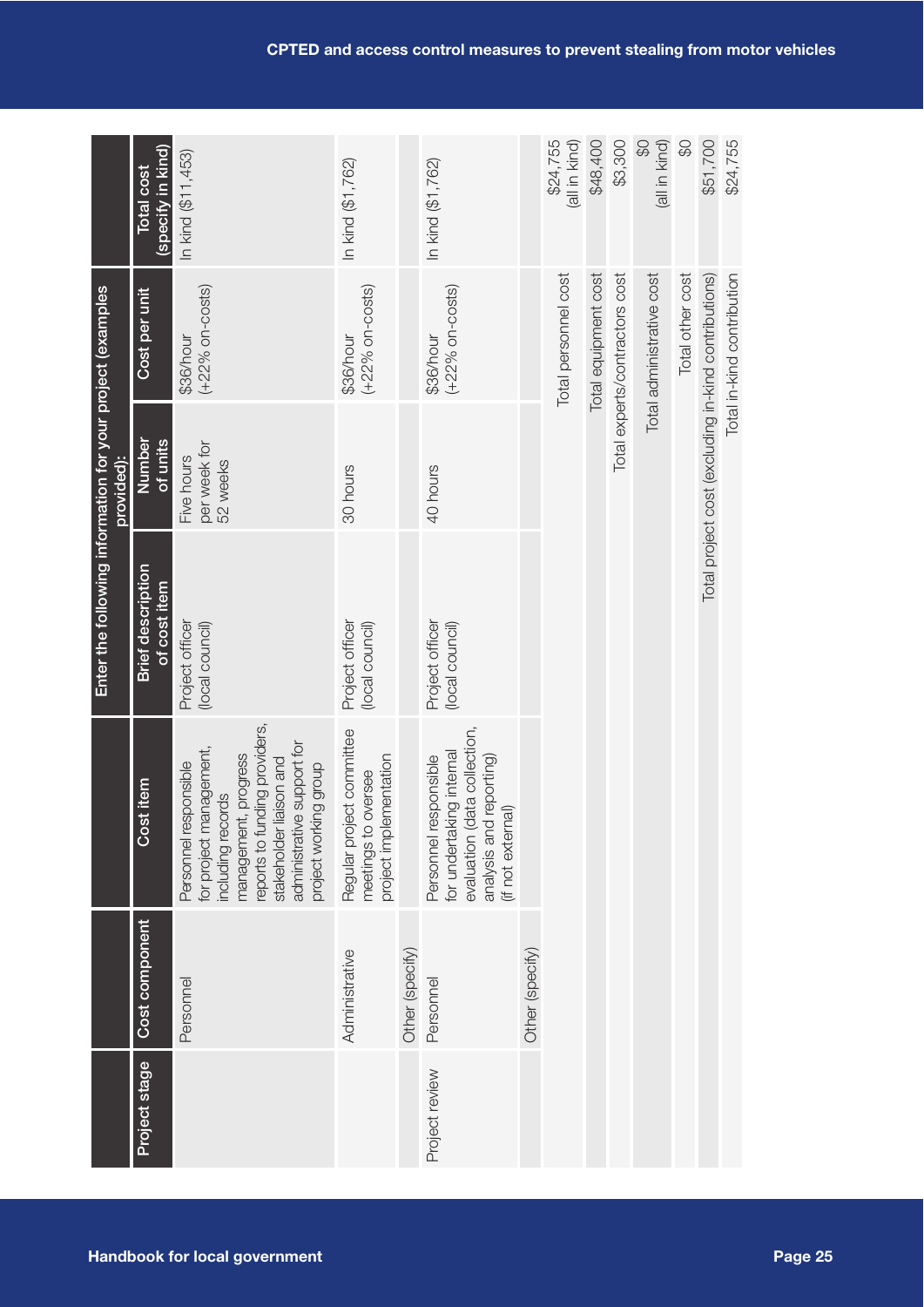| Project stage | Cost component | Cost item | Enter the following information for your project (examples provided): | | | |
|---|---|---|---|---|---|---|
| | | | Brief description of cost item | Number of units | Cost per unit | Total cost (specify in kind) |
| | Personnel | Personnel responsible for project management, including records management, progress reports to funding providers, stakeholder liaison and administrative support for project working group | Project officer (local council) | Five hours per week for 52 weeks | $36/hour (+22% on-costs) | In kind ($11,453) |
| | Administrative | Regular project committee meetings to oversee project implementation | Project officer (local council) | 30 hours | $36/hour (+22% on-costs) | In kind ($1,762) |
| | Other (specify) | | | | | |
| Project review | Personnel | Personnel responsible for undertaking internal evaluation (data collection, analysis and reporting) (if not external) | Project officer (local council) | 40 hours | $36/hour (+22% on-costs) | In kind ($1,762) |
| | Other (specify) | | | | | |
| | | | | | Total personnel cost | $24,755 (all in kind) |
| | | | | | Total equipment cost | $48,400 |
| | | | | | Total experts/contractors cost | $3,300 |
| | | | | | Total administrative cost | $0 (all in kind) |
| | | | | | Total other cost | $0 |
| | | | | | Total project cost (excluding in-kind contributions) | $51,700 |
| | | | | | Total in-kind contribution | $24,755 |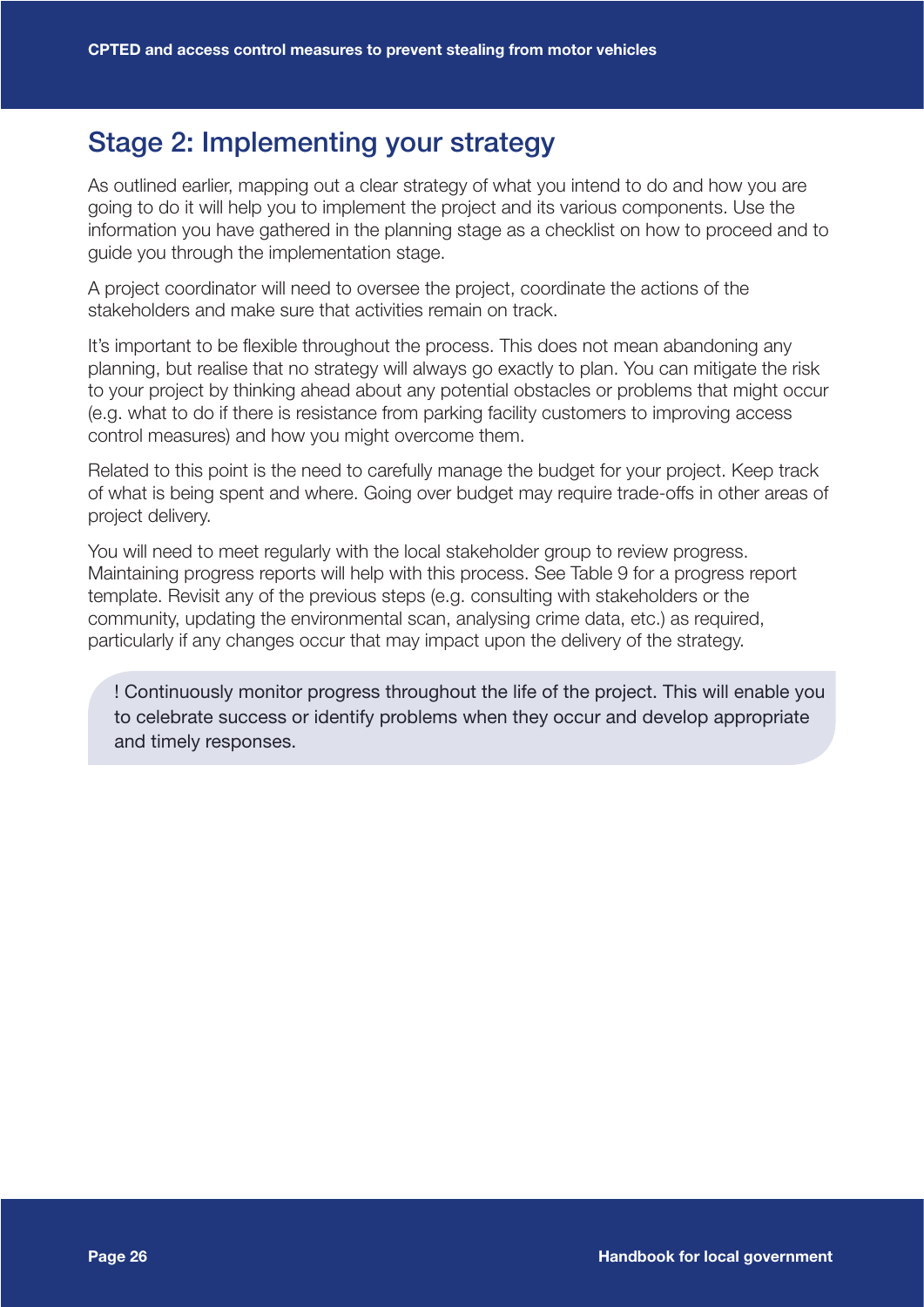## Stage 2: Implementing your strategy

As outlined earlier, mapping out a clear strategy of what you intend to do and how you are going to do it will help you to implement the project and its various components. Use the information you have gathered in the planning stage as a checklist on how to proceed and to guide you through the implementation stage.

A project coordinator will need to oversee the project, coordinate the actions of the stakeholders and make sure that activities remain on track.

It's important to be flexible throughout the process. This does not mean abandoning any planning, but realise that no strategy will always go exactly to plan. You can mitigate the risk to your project by thinking ahead about any potential obstacles or problems that might occur (e.g. what to do if there is resistance from parking facility customers to improving access control measures) and how you might overcome them.

Related to this point is the need to carefully manage the budget for your project. Keep track of what is being spent and where. Going over budget may require trade-offs in other areas of project delivery.

You will need to meet regularly with the local stakeholder group to review progress. Maintaining progress reports will help with this process. See Table 9 for a progress report template. Revisit any of the previous steps (e.g. consulting with stakeholders or the community, updating the environmental scan, analysing crime data, etc.) as required, particularly if any changes occur that may impact upon the delivery of the strategy.

> ! Continuously monitor progress throughout the life of the project. This will enable you to celebrate success or identify problems when they occur and develop appropriate and timely responses.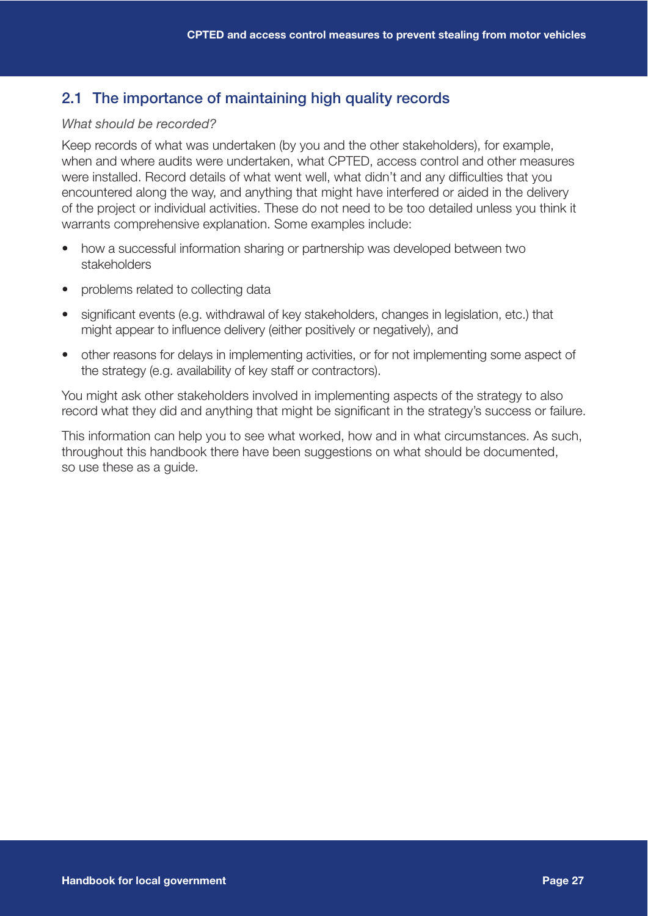## 2.1 The importance of maintaining high quality records

*What should be recorded?*

Keep records of what was undertaken (by you and the other stakeholders), for example, when and where audits were undertaken, what CPTED, access control and other measures were installed. Record details of what went well, what didn't and any difficulties that you encountered along the way, and anything that might have interfered or aided in the delivery of the project or individual activities. These do not need to be too detailed unless you think it warrants comprehensive explanation. Some examples include:

- how a successful information sharing or partnership was developed between two stakeholders
- problems related to collecting data
- significant events (e.g. withdrawal of key stakeholders, changes in legislation, etc.) that might appear to influence delivery (either positively or negatively), and
- other reasons for delays in implementing activities, or for not implementing some aspect of the strategy (e.g. availability of key staff or contractors).

You might ask other stakeholders involved in implementing aspects of the strategy to also record what they did and anything that might be significant in the strategy's success or failure.

This information can help you to see what worked, how and in what circumstances. As such, throughout this handbook there have been suggestions on what should be documented, so use these as a guide.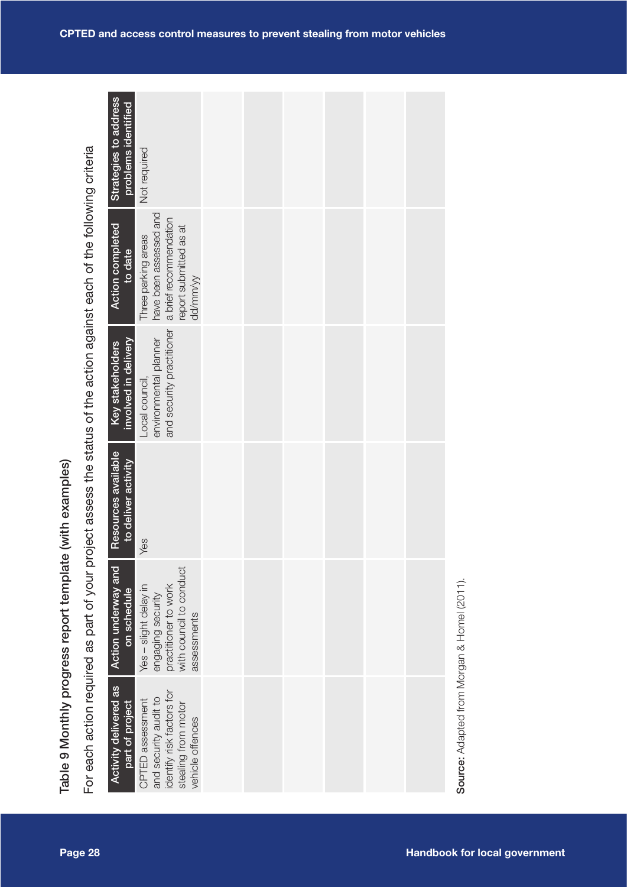Table 9 Monthly progress report template (with examples)

For each action required as part of your project assess the status of the action against each of the following criteria

| Activity delivered as part of project | Action underway and on schedule | Resources available to deliver activity | Key stakeholders involved in delivery | Action completed to date | Strategies to address problems identified |
|---|---|---|---|---|---|
| CPTED assessment and security audit to identify risk factors for stealing from motor vehicle offences | Yes – slight delay in engaging security practitioner to work with council to conduct assessments | Yes | Local council, environmental planner and security practitioner | Three parking areas have been assessed and a brief recommendation report submitted as at dd/mm/yy | Not required |
| | | | | | |
| | | | | | |
| | | | | | |
| | | | | | |
| | | | | | |
| | | | | | |

**Source:** Adapted from Morgan & Homel (2011).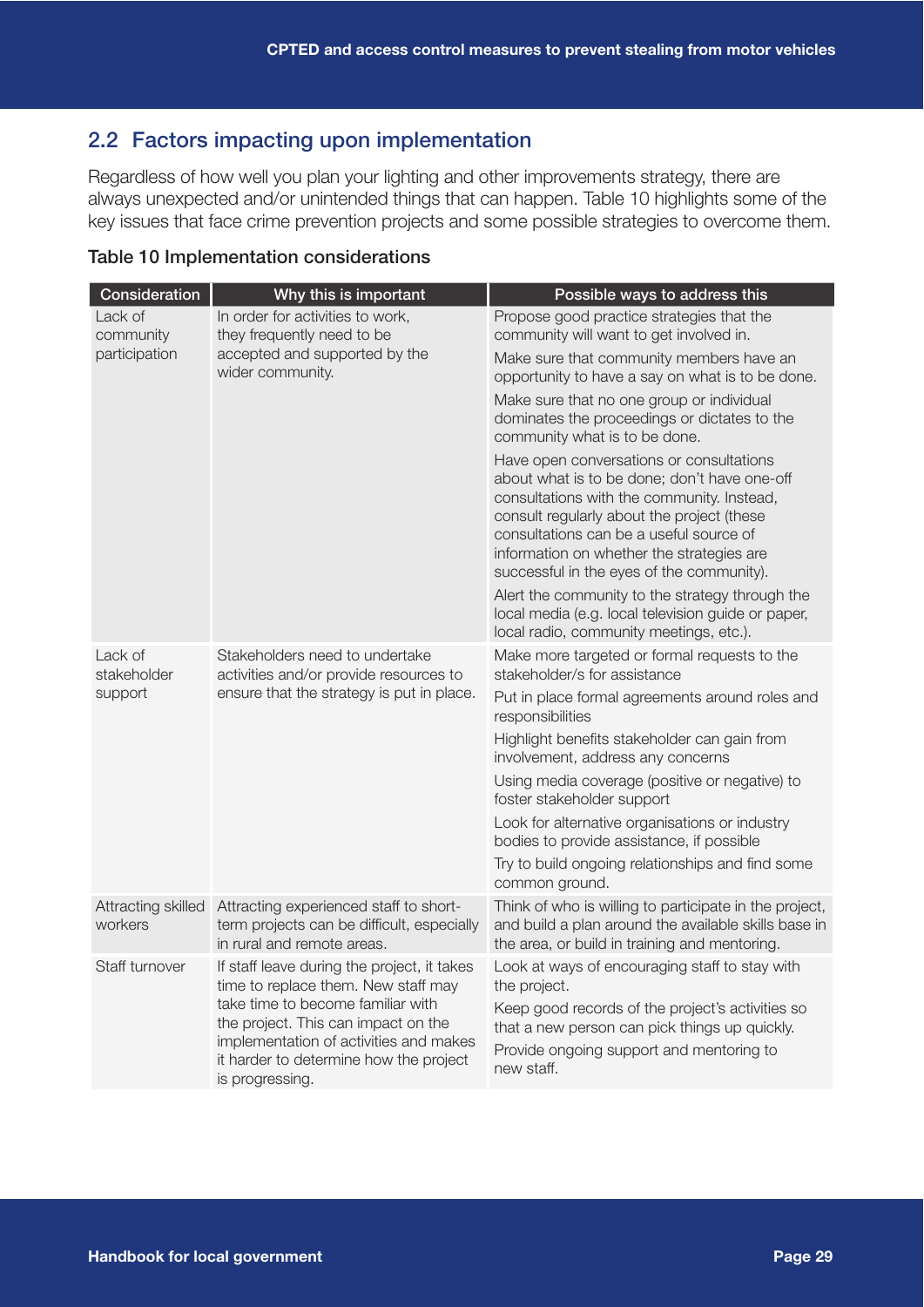## 2.2 Factors impacting upon implementation

Regardless of how well you plan your lighting and other improvements strategy, there are always unexpected and/or unintended things that can happen. Table 10 highlights some of the key issues that face crime prevention projects and some possible strategies to overcome them.

**Table 10 Implementation considerations**

| Consideration | Why this is important | Possible ways to address this |
|---|---|---|
| Lack of community participation | In order for activities to work, they frequently need to be accepted and supported by the wider community. | Propose good practice strategies that the community will want to get involved in.<br><br>Make sure that community members have an opportunity to have a say on what is to be done.<br><br>Make sure that no one group or individual dominates the proceedings or dictates to the community what is to be done.<br><br>Have open conversations or consultations about what is to be done; don't have one-off consultations with the community. Instead, consult regularly about the project (these consultations can be a useful source of information on whether the strategies are successful in the eyes of the community).<br><br>Alert the community to the strategy through the local media (e.g. local television guide or paper, local radio, community meetings, etc.). |
| Lack of stakeholder support | Stakeholders need to undertake activities and/or provide resources to ensure that the strategy is put in place. | Make more targeted or formal requests to the stakeholder/s for assistance<br><br>Put in place formal agreements around roles and responsibilities<br><br>Highlight benefits stakeholder can gain from involvement, address any concerns<br><br>Using media coverage (positive or negative) to foster stakeholder support<br><br>Look for alternative organisations or industry bodies to provide assistance, if possible<br><br>Try to build ongoing relationships and find some common ground. |
| Attracting skilled workers | Attracting experienced staff to short-term projects can be difficult, especially in rural and remote areas. | Think of who is willing to participate in the project, and build a plan around the available skills base in the area, or build in training and mentoring. |
| Staff turnover | If staff leave during the project, it takes time to replace them. New staff may take time to become familiar with the project. This can impact on the implementation of activities and makes it harder to determine how the project is progressing. | Look at ways of encouraging staff to stay with the project.<br><br>Keep good records of the project's activities so that a new person can pick things up quickly.<br><br>Provide ongoing support and mentoring to new staff. |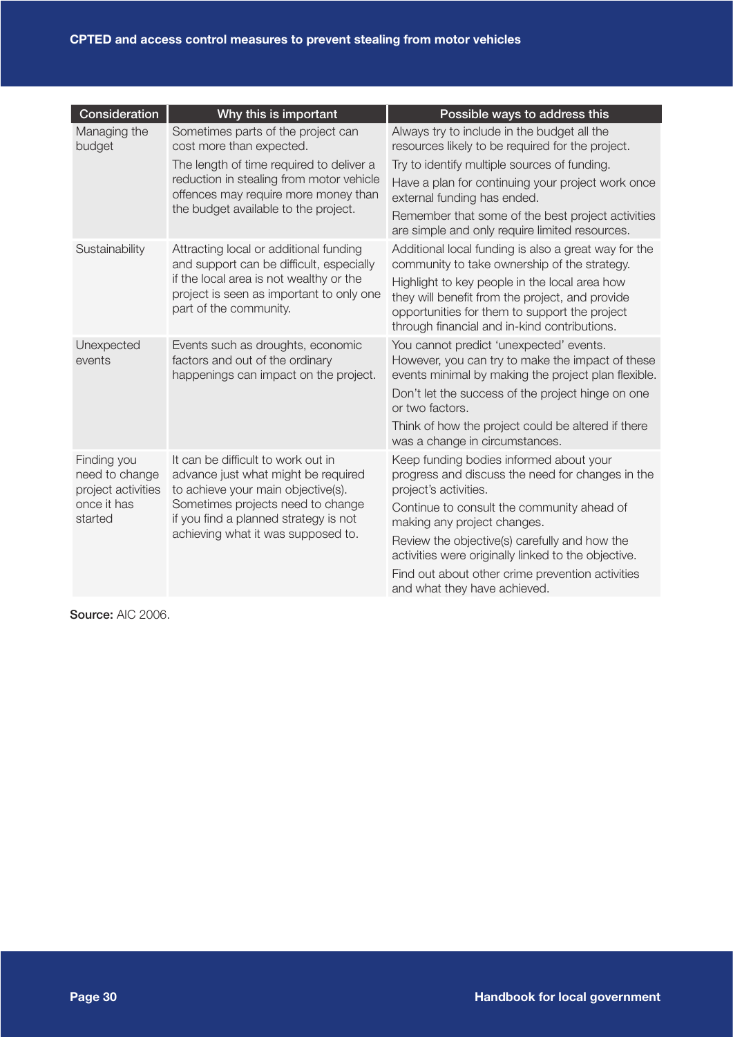| Consideration | Why this is important | Possible ways to address this |
|---|---|---|
| Managing the budget | Sometimes parts of the project can cost more than expected. The length of time required to deliver a reduction in stealing from motor vehicle offences may require more money than the budget available to the project. | Always try to include in the budget all the resources likely to be required for the project. Try to identify multiple sources of funding. Have a plan for continuing your project work once external funding has ended. Remember that some of the best project activities are simple and only require limited resources. |
| Sustainability | Attracting local or additional funding and support can be difficult, especially if the local area is not wealthy or the project is seen as important to only one part of the community. | Additional local funding is also a great way for the community to take ownership of the strategy. Highlight to key people in the local area how they will benefit from the project, and provide opportunities for them to support the project through financial and in-kind contributions. |
| Unexpected events | Events such as droughts, economic factors and out of the ordinary happenings can impact on the project. | You cannot predict 'unexpected' events. However, you can try to make the impact of these events minimal by making the project plan flexible. Don't let the success of the project hinge on one or two factors. Think of how the project could be altered if there was a change in circumstances. |
| Finding you need to change project activities once it has started | It can be difficult to work out in advance just what might be required to achieve your main objective(s). Sometimes projects need to change if you find a planned strategy is not achieving what it was supposed to. | Keep funding bodies informed about your progress and discuss the need for changes in the project's activities. Continue to consult the community ahead of making any project changes. Review the objective(s) carefully and how the activities were originally linked to the objective. Find out about other crime prevention activities and what they have achieved. |

**Source:** AIC 2006.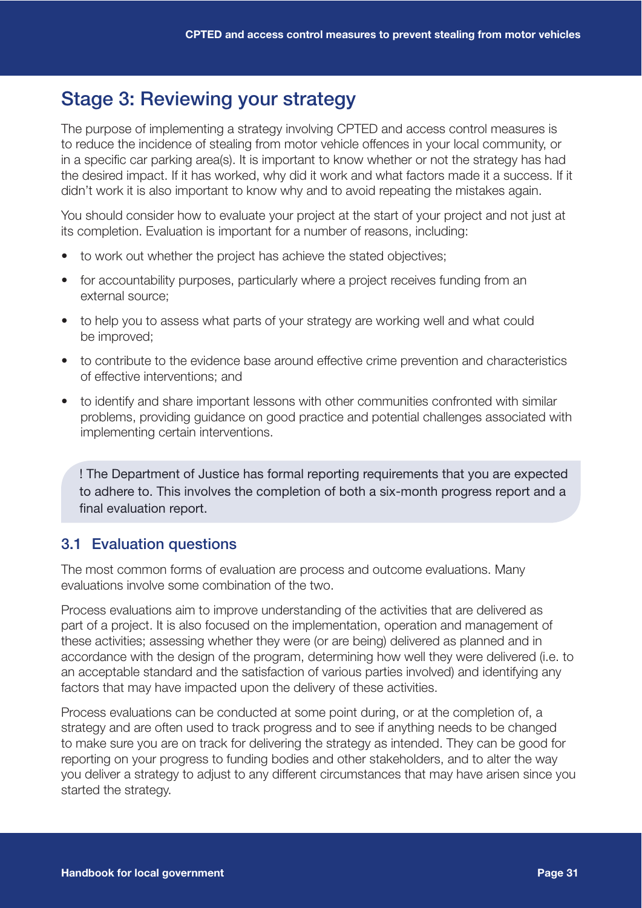## Stage 3: Reviewing your strategy

The purpose of implementing a strategy involving CPTED and access control measures is to reduce the incidence of stealing from motor vehicle offences in your local community, or in a specific car parking area(s). It is important to know whether or not the strategy has had the desired impact. If it has worked, why did it work and what factors made it a success. If it didn't work it is also important to know why and to avoid repeating the mistakes again.

You should consider how to evaluate your project at the start of your project and not just at its completion. Evaluation is important for a number of reasons, including:

- to work out whether the project has achieve the stated objectives;
- for accountability purposes, particularly where a project receives funding from an external source;
- to help you to assess what parts of your strategy are working well and what could be improved;
- to contribute to the evidence base around effective crime prevention and characteristics of effective interventions; and
- to identify and share important lessons with other communities confronted with similar problems, providing guidance on good practice and potential challenges associated with implementing certain interventions.

> ! The Department of Justice has formal reporting requirements that you are expected to adhere to. This involves the completion of both a six-month progress report and a final evaluation report.

### 3.1 Evaluation questions

The most common forms of evaluation are process and outcome evaluations. Many evaluations involve some combination of the two.

Process evaluations aim to improve understanding of the activities that are delivered as part of a project. It is also focused on the implementation, operation and management of these activities; assessing whether they were (or are being) delivered as planned and in accordance with the design of the program, determining how well they were delivered (i.e. to an acceptable standard and the satisfaction of various parties involved) and identifying any factors that may have impacted upon the delivery of these activities.

Process evaluations can be conducted at some point during, or at the completion of, a strategy and are often used to track progress and to see if anything needs to be changed to make sure you are on track for delivering the strategy as intended. They can be good for reporting on your progress to funding bodies and other stakeholders, and to alter the way you deliver a strategy to adjust to any different circumstances that may have arisen since you started the strategy.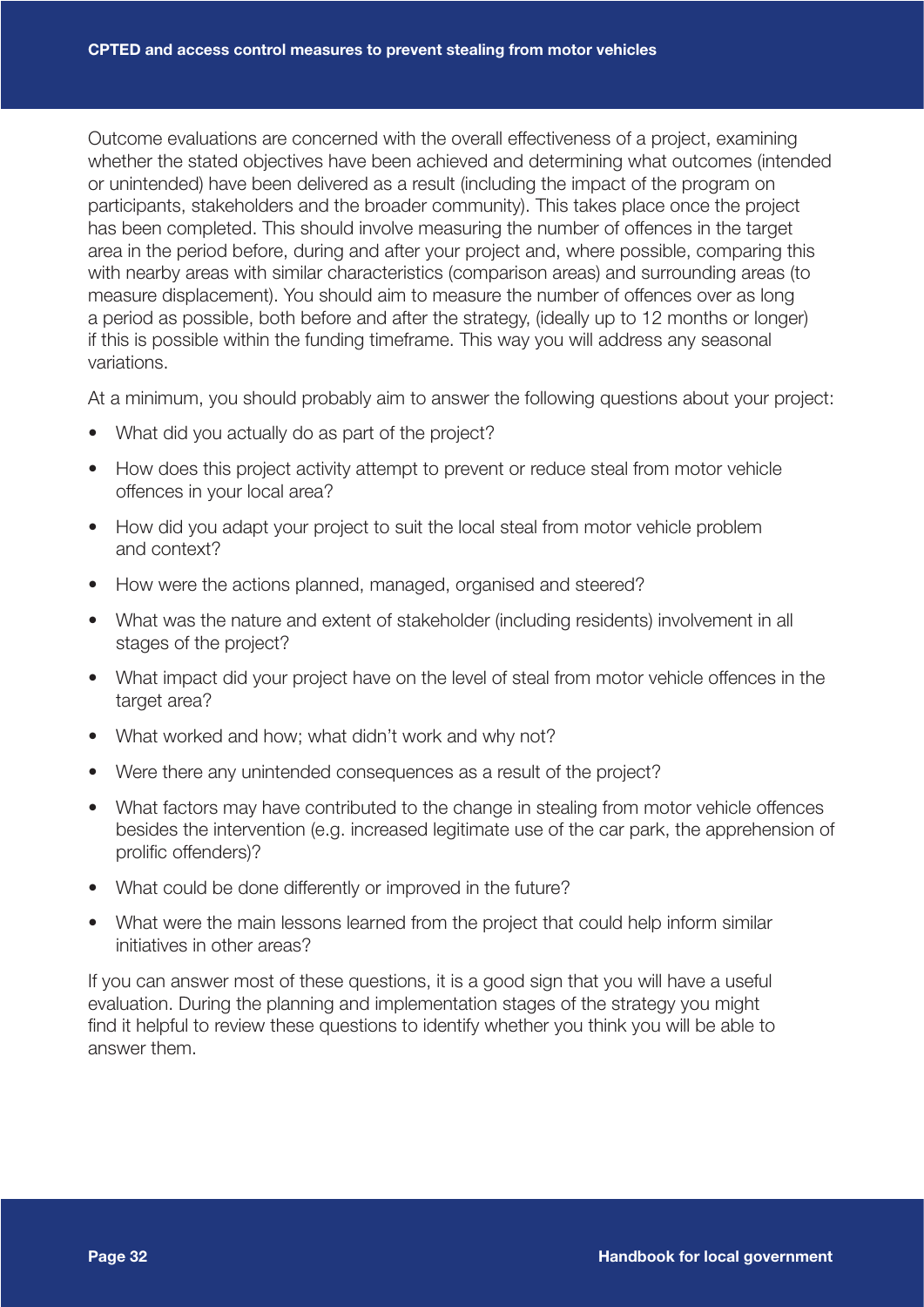Outcome evaluations are concerned with the overall effectiveness of a project, examining whether the stated objectives have been achieved and determining what outcomes (intended or unintended) have been delivered as a result (including the impact of the program on participants, stakeholders and the broader community). This takes place once the project has been completed. This should involve measuring the number of offences in the target area in the period before, during and after your project and, where possible, comparing this with nearby areas with similar characteristics (comparison areas) and surrounding areas (to measure displacement). You should aim to measure the number of offences over as long a period as possible, both before and after the strategy, (ideally up to 12 months or longer) if this is possible within the funding timeframe. This way you will address any seasonal variations.

At a minimum, you should probably aim to answer the following questions about your project:

- What did you actually do as part of the project?
- How does this project activity attempt to prevent or reduce steal from motor vehicle offences in your local area?
- How did you adapt your project to suit the local steal from motor vehicle problem and context?
- How were the actions planned, managed, organised and steered?
- What was the nature and extent of stakeholder (including residents) involvement in all stages of the project?
- What impact did your project have on the level of steal from motor vehicle offences in the target area?
- What worked and how; what didn't work and why not?
- Were there any unintended consequences as a result of the project?
- What factors may have contributed to the change in stealing from motor vehicle offences besides the intervention (e.g. increased legitimate use of the car park, the apprehension of prolific offenders)?
- What could be done differently or improved in the future?
- What were the main lessons learned from the project that could help inform similar initiatives in other areas?

If you can answer most of these questions, it is a good sign that you will have a useful evaluation. During the planning and implementation stages of the strategy you might find it helpful to review these questions to identify whether you think you will be able to answer them.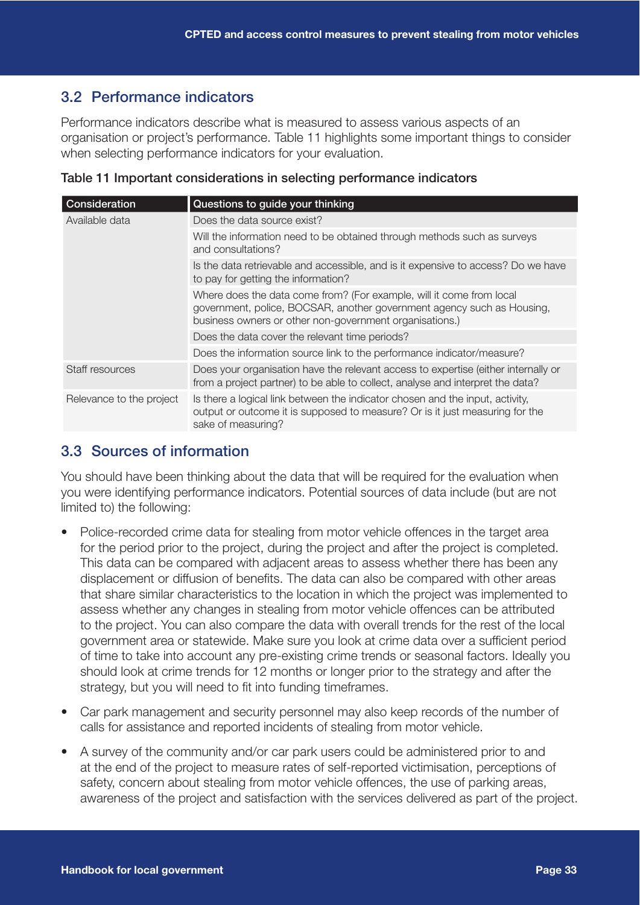## 3.2 Performance indicators

Performance indicators describe what is measured to assess various aspects of an organisation or project's performance. Table 11 highlights some important things to consider when selecting performance indicators for your evaluation.

**Table 11 Important considerations in selecting performance indicators**

| Consideration | Questions to guide your thinking |
|---|---|
| Available data | Does the data source exist? |
| | Will the information need to be obtained through methods such as surveys and consultations? |
| | Is the data retrievable and accessible, and is it expensive to access? Do we have to pay for getting the information? |
| | Where does the data come from? (For example, will it come from local government, police, BOCSAR, another government agency such as Housing, business owners or other non-government organisations.) |
| | Does the data cover the relevant time periods? |
| | Does the information source link to the performance indicator/measure? |
| Staff resources | Does your organisation have the relevant access to expertise (either internally or from a project partner) to be able to collect, analyse and interpret the data? |
| Relevance to the project | Is there a logical link between the indicator chosen and the input, activity, output or outcome it is supposed to measure? Or is it just measuring for the sake of measuring? |

## 3.3 Sources of information

You should have been thinking about the data that will be required for the evaluation when you were identifying performance indicators. Potential sources of data include (but are not limited to) the following:

- Police-recorded crime data for stealing from motor vehicle offences in the target area for the period prior to the project, during the project and after the project is completed. This data can be compared with adjacent areas to assess whether there has been any displacement or diffusion of benefits. The data can also be compared with other areas that share similar characteristics to the location in which the project was implemented to assess whether any changes in stealing from motor vehicle offences can be attributed to the project. You can also compare the data with overall trends for the rest of the local government area or statewide. Make sure you look at crime data over a sufficient period of time to take into account any pre-existing crime trends or seasonal factors. Ideally you should look at crime trends for 12 months or longer prior to the strategy and after the strategy, but you will need to fit into funding timeframes.
- Car park management and security personnel may also keep records of the number of calls for assistance and reported incidents of stealing from motor vehicle.
- A survey of the community and/or car park users could be administered prior to and at the end of the project to measure rates of self-reported victimisation, perceptions of safety, concern about stealing from motor vehicle offences, the use of parking areas, awareness of the project and satisfaction with the services delivered as part of the project.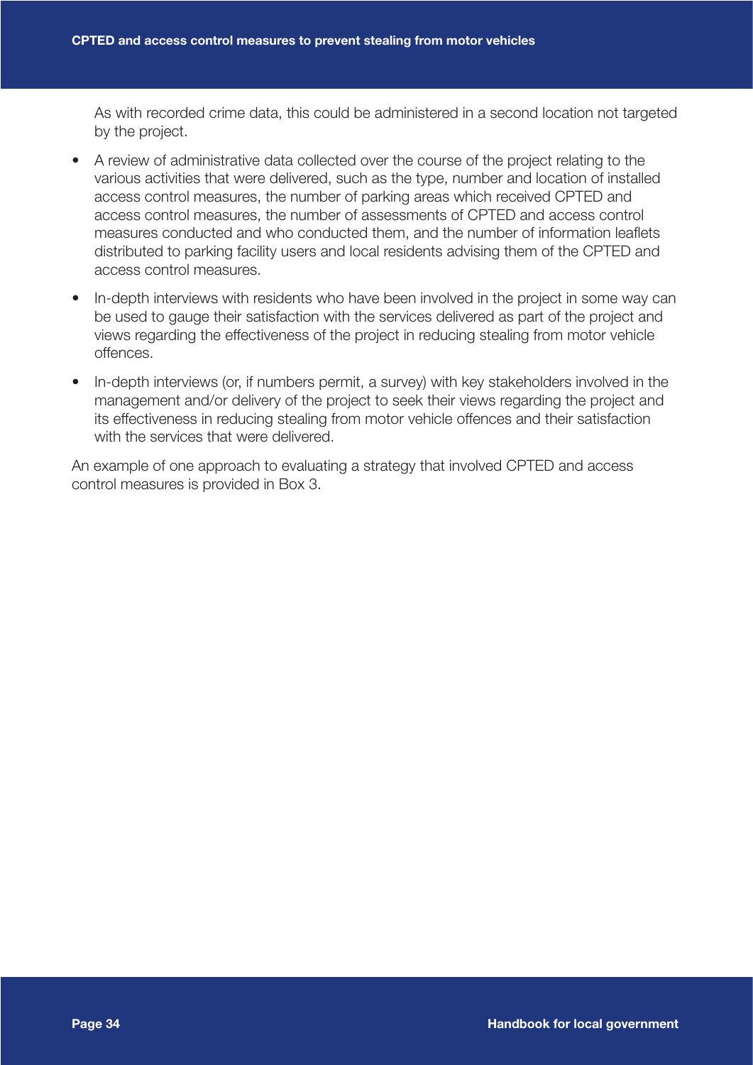As with recorded crime data, this could be administered in a second location not targeted by the project.

- A review of administrative data collected over the course of the project relating to the various activities that were delivered, such as the type, number and location of installed access control measures, the number of parking areas which received CPTED and access control measures, the number of assessments of CPTED and access control measures conducted and who conducted them, and the number of information leaflets distributed to parking facility users and local residents advising them of the CPTED and access control measures.
- In-depth interviews with residents who have been involved in the project in some way can be used to gauge their satisfaction with the services delivered as part of the project and views regarding the effectiveness of the project in reducing stealing from motor vehicle offences.
- In-depth interviews (or, if numbers permit, a survey) with key stakeholders involved in the management and/or delivery of the project to seek their views regarding the project and its effectiveness in reducing stealing from motor vehicle offences and their satisfaction with the services that were delivered.

An example of one approach to evaluating a strategy that involved CPTED and access control measures is provided in Box 3.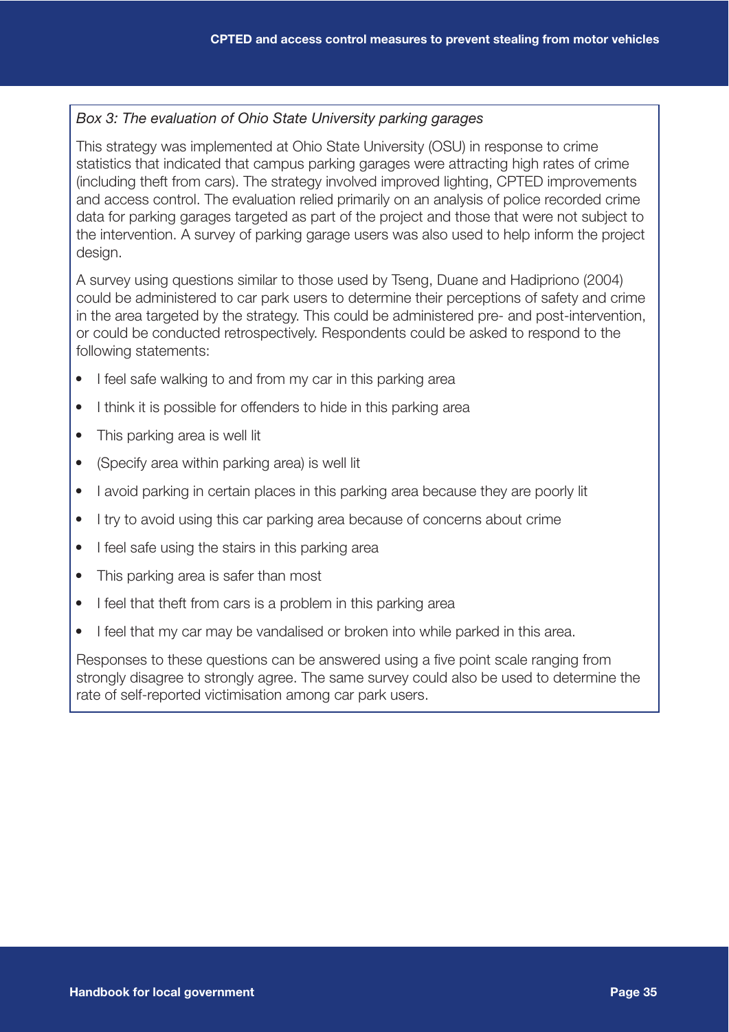*Box 3: The evaluation of Ohio State University parking garages*

This strategy was implemented at Ohio State University (OSU) in response to crime statistics that indicated that campus parking garages were attracting high rates of crime (including theft from cars). The strategy involved improved lighting, CPTED improvements and access control. The evaluation relied primarily on an analysis of police recorded crime data for parking garages targeted as part of the project and those that were not subject to the intervention. A survey of parking garage users was also used to help inform the project design.

A survey using questions similar to those used by Tseng, Duane and Hadipriono (2004) could be administered to car park users to determine their perceptions of safety and crime in the area targeted by the strategy. This could be administered pre- and post-intervention, or could be conducted retrospectively. Respondents could be asked to respond to the following statements:

- I feel safe walking to and from my car in this parking area
- I think it is possible for offenders to hide in this parking area
- This parking area is well lit
- (Specify area within parking area) is well lit
- I avoid parking in certain places in this parking area because they are poorly lit
- I try to avoid using this car parking area because of concerns about crime
- I feel safe using the stairs in this parking area
- This parking area is safer than most
- I feel that theft from cars is a problem in this parking area
- I feel that my car may be vandalised or broken into while parked in this area.

Responses to these questions can be answered using a five point scale ranging from strongly disagree to strongly agree. The same survey could also be used to determine the rate of self-reported victimisation among car park users.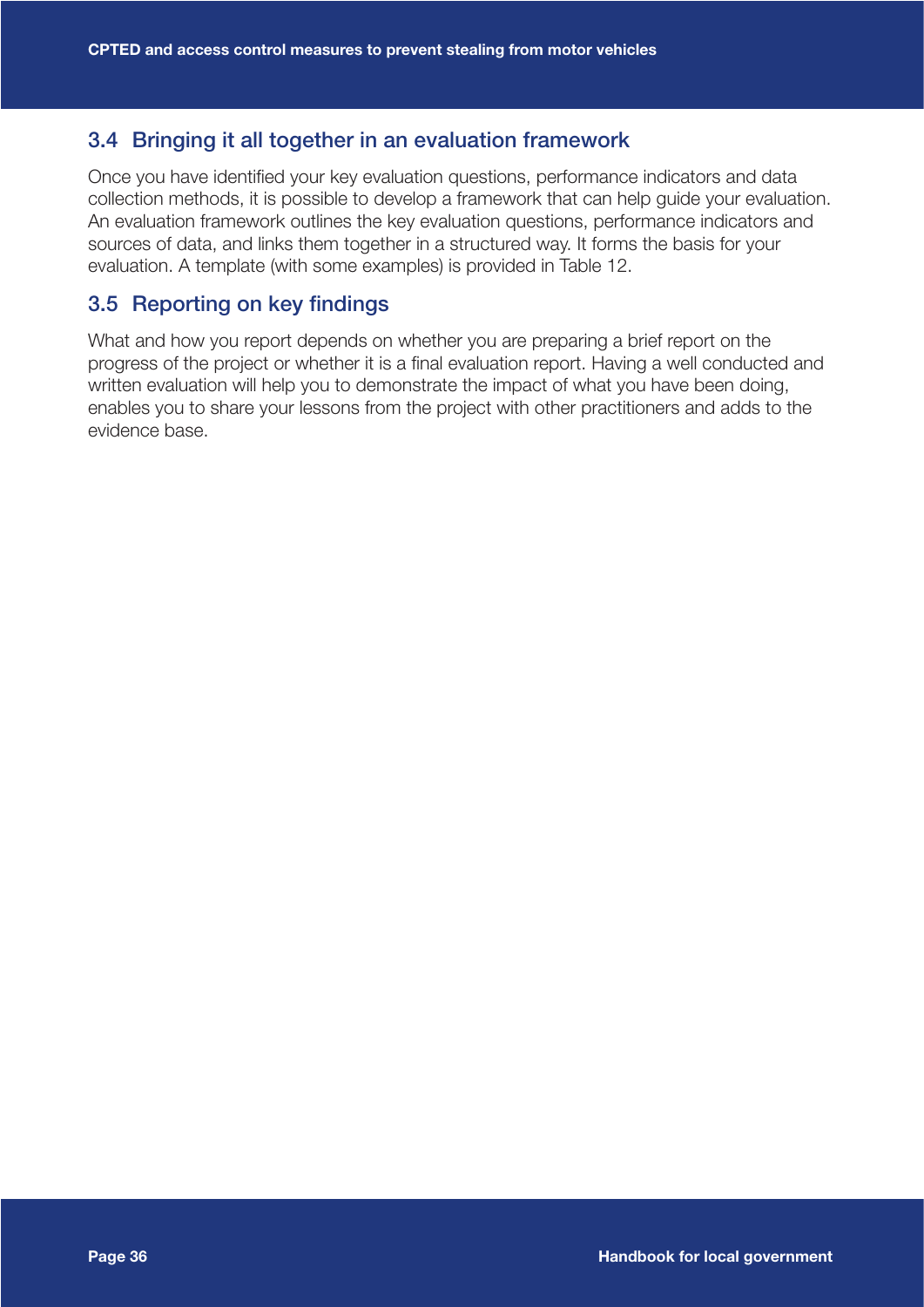## 3.4 Bringing it all together in an evaluation framework

Once you have identified your key evaluation questions, performance indicators and data collection methods, it is possible to develop a framework that can help guide your evaluation. An evaluation framework outlines the key evaluation questions, performance indicators and sources of data, and links them together in a structured way. It forms the basis for your evaluation. A template (with some examples) is provided in Table 12.

## 3.5 Reporting on key findings

What and how you report depends on whether you are preparing a brief report on the progress of the project or whether it is a final evaluation report. Having a well conducted and written evaluation will help you to demonstrate the impact of what you have been doing, enables you to share your lessons from the project with other practitioners and adds to the evidence base.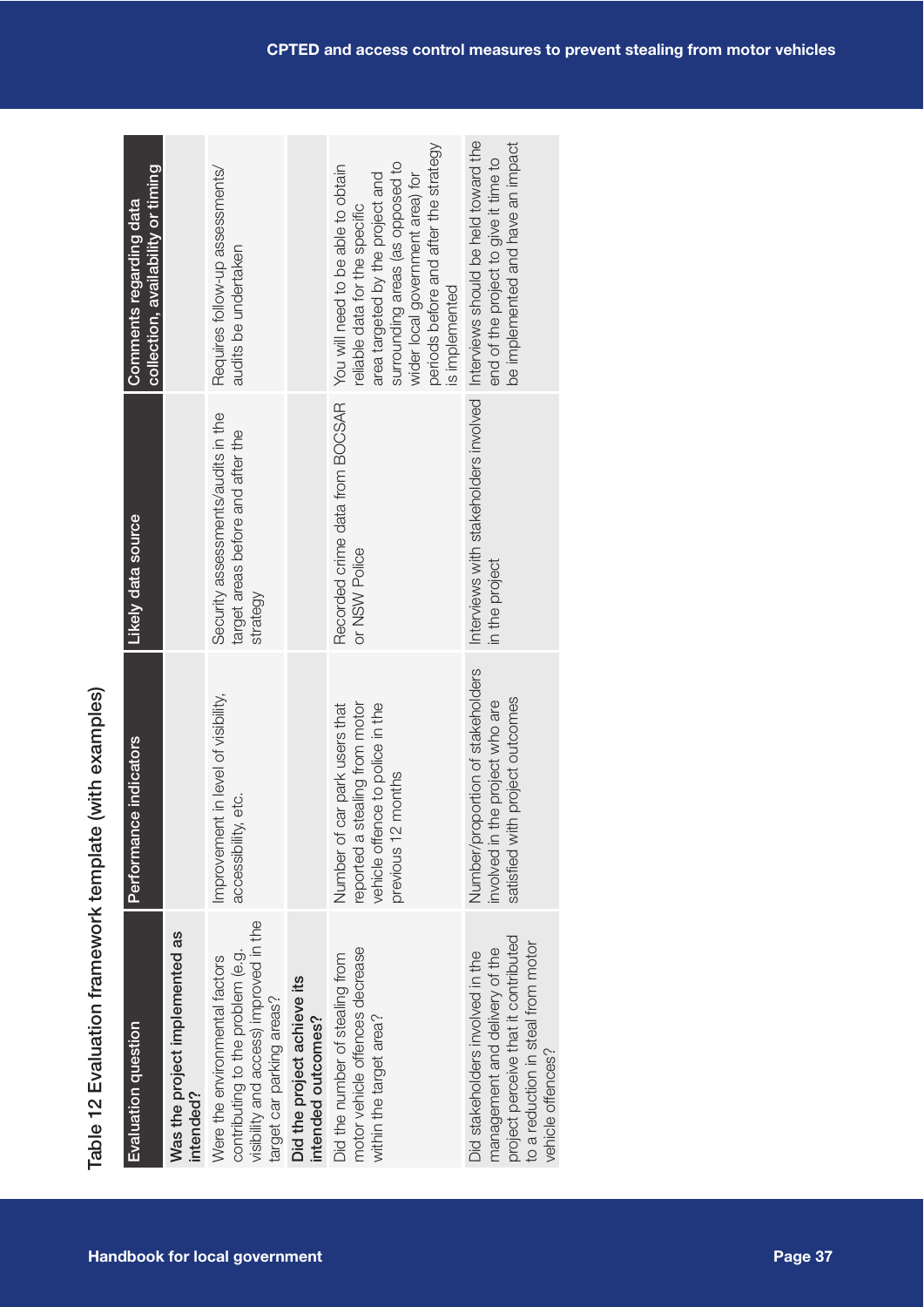Table 12 Evaluation framework template (with examples)

| Evaluation question | Performance indicators | Likely data source | Comments regarding data collection, availability or timing |
|---|---|---|---|
| **Was the project implemented as intended?** | | | |
| Were the environmental factors contributing to the problem (e.g. visibility and access) improved in the target car parking areas? | Improvement in level of visibility, accessibility, etc. | Security assessments/audits in the target areas before and after the strategy | Requires follow-up assessments/audits be undertaken |
| **Did the project achieve its intended outcomes?** | | | |
| Did the number of stealing from motor vehicle offences decrease within the target area? | Number of car park users that reported a stealing from motor vehicle offence to police in the previous 12 months | Recorded crime data from BOCSAR or NSW Police | You will need to be able to obtain reliable data for the specific area targeted by the project and surrounding areas (as opposed to wider local government area) for periods before and after the strategy is implemented |
| Did stakeholders involved in the management and delivery of the project perceive that it contributed to a reduction in steal from motor vehicle offences? | Number/proportion of stakeholders involved in the project who are satisfied with project outcomes | Interviews with stakeholders involved in the project | Interviews should be held toward the end of the project to give it time to be implemented and have an impact |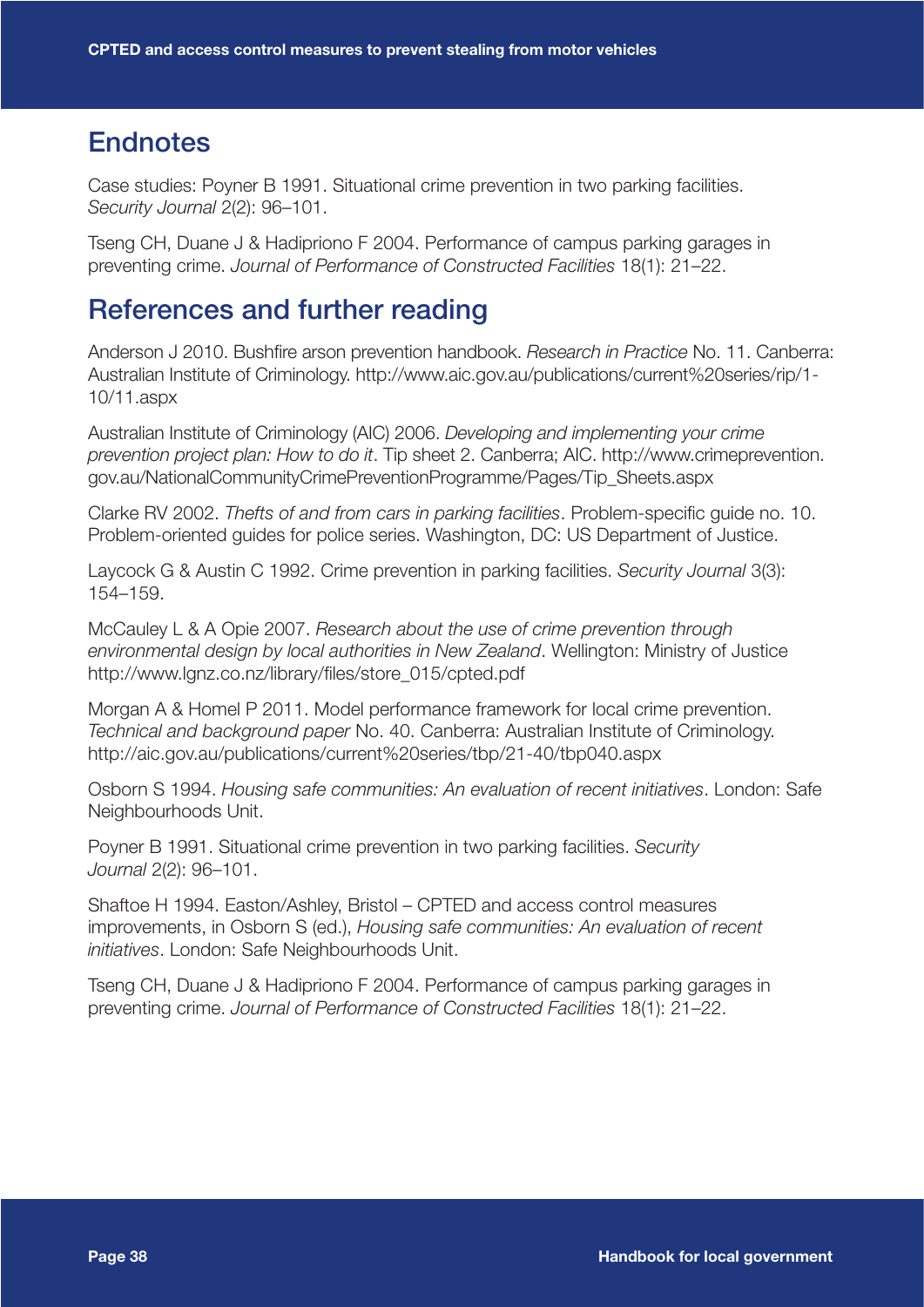## Endnotes

Case studies: Poyner B 1991. Situational crime prevention in two parking facilities. *Security Journal* 2(2): 96–101.

Tseng CH, Duane J & Hadipriono F 2004. Performance of campus parking garages in preventing crime. *Journal of Performance of Constructed Facilities* 18(1): 21–22.

## References and further reading

Anderson J 2010. Bushfire arson prevention handbook. *Research in Practice* No. 11. Canberra: Australian Institute of Criminology. http://www.aic.gov.au/publications/current%20series/rip/1-10/11.aspx

Australian Institute of Criminology (AIC) 2006. *Developing and implementing your crime prevention project plan: How to do it*. Tip sheet 2. Canberra; AIC. http://www.crimeprevention.gov.au/NationalCommunityCrimePreventionProgramme/Pages/Tip_Sheets.aspx

Clarke RV 2002. *Thefts of and from cars in parking facilities*. Problem-specific guide no. 10. Problem-oriented guides for police series. Washington, DC: US Department of Justice.

Laycock G & Austin C 1992. Crime prevention in parking facilities. *Security Journal* 3(3): 154–159.

McCauley L & A Opie 2007. *Research about the use of crime prevention through environmental design by local authorities in New Zealand*. Wellington: Ministry of Justice http://www.lgnz.co.nz/library/files/store_015/cpted.pdf

Morgan A & Homel P 2011. Model performance framework for local crime prevention. *Technical and background paper* No. 40. Canberra: Australian Institute of Criminology. http://aic.gov.au/publications/current%20series/tbp/21-40/tbp040.aspx

Osborn S 1994. *Housing safe communities: An evaluation of recent initiatives*. London: Safe Neighbourhoods Unit.

Poyner B 1991. Situational crime prevention in two parking facilities. *Security Journal* 2(2): 96–101.

Shaftoe H 1994. Easton/Ashley, Bristol – CPTED and access control measures improvements, in Osborn S (ed.), *Housing safe communities: An evaluation of recent initiatives*. London: Safe Neighbourhoods Unit.

Tseng CH, Duane J & Hadipriono F 2004. Performance of campus parking garages in preventing crime. *Journal of Performance of Constructed Facilities* 18(1): 21–22.